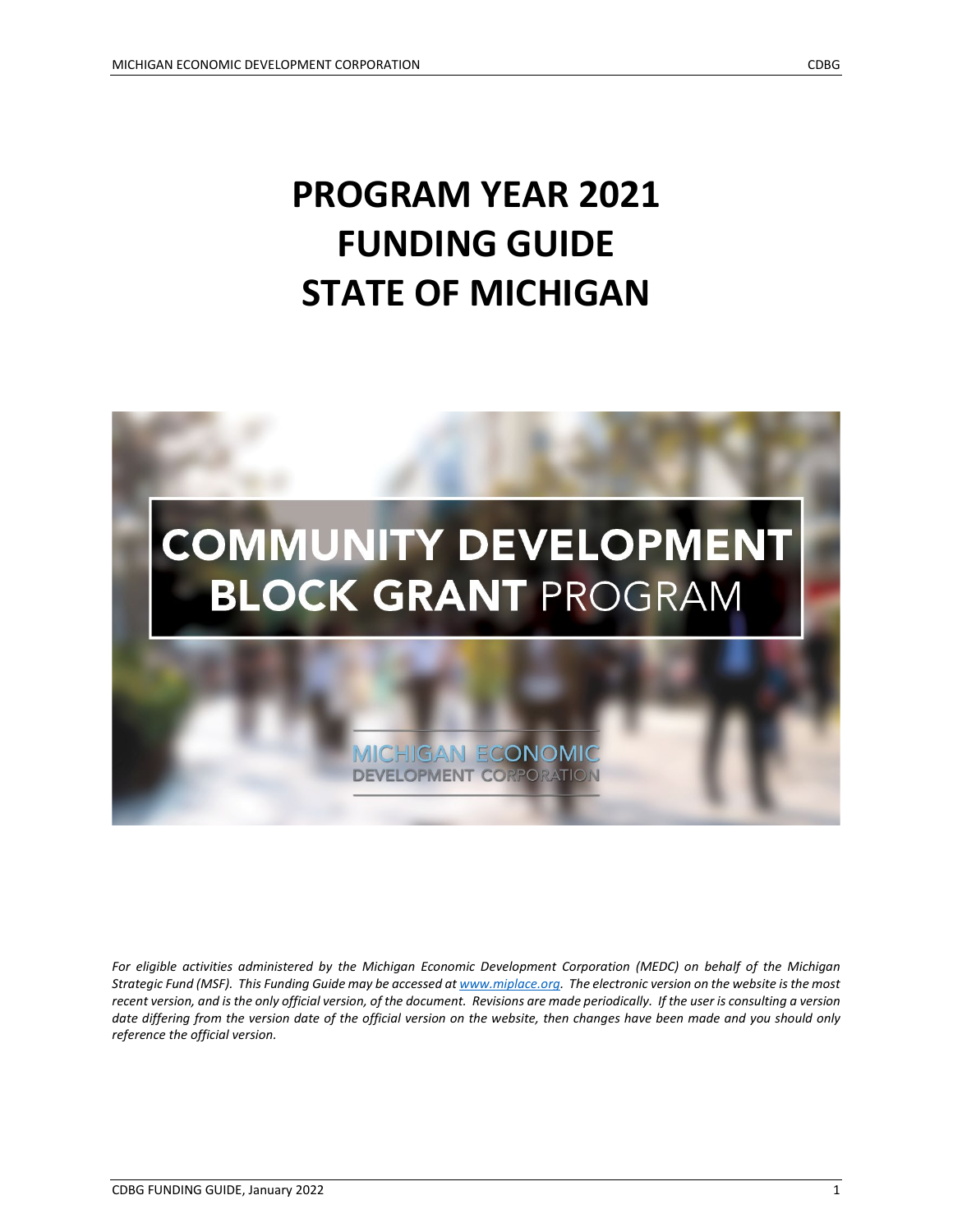# PROGRAM YEAR 2021
# FUNDING GUIDE
# STATE OF MICHIGAN

COMMUNITY DEVELOPMENT BLOCK GRANT PROGRAM

MICHIGAN ECONOMIC DEVELOPMENT CORPORATION

*For eligible activities administered by the Michigan Economic Development Corporation (MEDC) on behalf of the Michigan Strategic Fund (MSF). This Funding Guide may be accessed at [www.miplace.org](http://www.miplace.org). The electronic version on the website is the most recent version, and is the only official version, of the document. Revisions are made periodically. If the user is consulting a version date differing from the version date of the official version on the website, then changes have been made and you should only reference the official version.*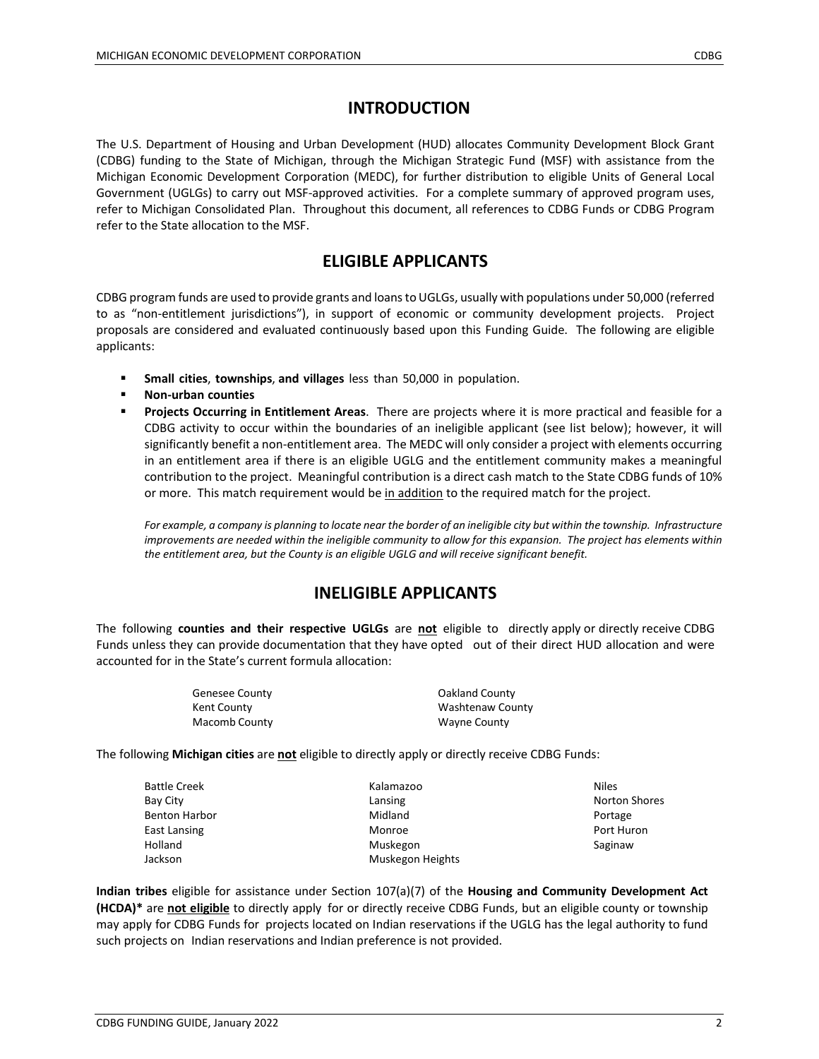## INTRODUCTION

The U.S. Department of Housing and Urban Development (HUD) allocates Community Development Block Grant (CDBG) funding to the State of Michigan, through the Michigan Strategic Fund (MSF) with assistance from the Michigan Economic Development Corporation (MEDC), for further distribution to eligible Units of General Local Government (UGLGs) to carry out MSF-approved activities. For a complete summary of approved program uses, refer to Michigan Consolidated Plan. Throughout this document, all references to CDBG Funds or CDBG Program refer to the State allocation to the MSF.

## ELIGIBLE APPLICANTS

CDBG program funds are used to provide grants and loans to UGLGs, usually with populations under 50,000 (referred to as "non-entitlement jurisdictions"), in support of economic or community development projects. Project proposals are considered and evaluated continuously based upon this Funding Guide. The following are eligible applicants:

- **Small cities**, **townships**, **and villages** less than 50,000 in population.
- **Non-urban counties**
- **Projects Occurring in Entitlement Areas**. There are projects where it is more practical and feasible for a CDBG activity to occur within the boundaries of an ineligible applicant (see list below); however, it will significantly benefit a non-entitlement area. The MEDC will only consider a project with elements occurring in an entitlement area if there is an eligible UGLG and the entitlement community makes a meaningful contribution to the project. Meaningful contribution is a direct cash match to the State CDBG funds of 10% or more. This match requirement would be <u>in addition</u> to the required match for the project.

  *For example, a company is planning to locate near the border of an ineligible city but within the township. Infrastructure improvements are needed within the ineligible community to allow for this expansion. The project has elements within the entitlement area, but the County is an eligible UGLG and will receive significant benefit.*

## INELIGIBLE APPLICANTS

The following **counties and their respective UGLGs** are **<u>not</u>** eligible to directly apply or directly receive CDBG Funds unless they can provide documentation that they have opted out of their direct HUD allocation and were accounted for in the State's current formula allocation:

Genesee County
Kent County
Macomb County
Oakland County
Washtenaw County
Wayne County

The following **Michigan cities** are **<u>not</u>** eligible to directly apply or directly receive CDBG Funds:

Battle Creek
Bay City
Benton Harbor
East Lansing
Holland
Jackson
Kalamazoo
Lansing
Midland
Monroe
Muskegon
Muskegon Heights
Niles
Norton Shores
Portage
Port Huron
Saginaw

**Indian tribes** eligible for assistance under Section 107(a)(7) of the **Housing and Community Development Act (HCDA)*** are **<u>not eligible</u>** to directly apply for or directly receive CDBG Funds, but an eligible county or township may apply for CDBG Funds for projects located on Indian reservations if the UGLG has the legal authority to fund such projects on Indian reservations and Indian preference is not provided.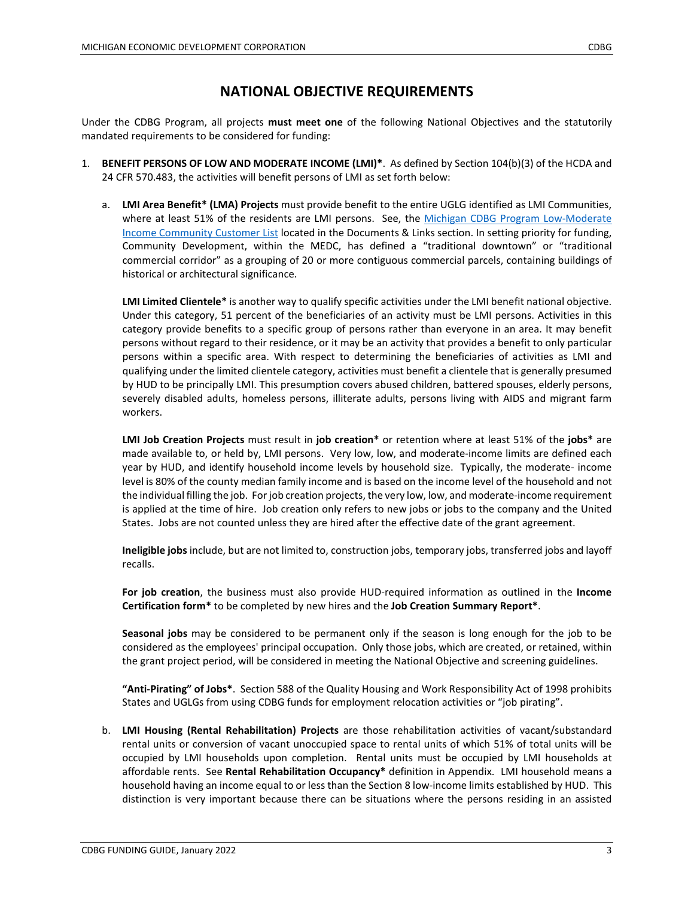# NATIONAL OBJECTIVE REQUIREMENTS

Under the CDBG Program, all projects **must meet one** of the following National Objectives and the statutorily mandated requirements to be considered for funding:

1. **BENEFIT PERSONS OF LOW AND MODERATE INCOME (LMI)***. As defined by Section 104(b)(3) of the HCDA and 24 CFR 570.483, the activities will benefit persons of LMI as set forth below:

   a. **LMI Area Benefit* (LMA) Projects** must provide benefit to the entire UGLG identified as LMI Communities, where at least 51% of the residents are LMI persons. See, the [Michigan CDBG Program Low-Moderate Income Community Customer List]() located in the Documents & Links section. In setting priority for funding, Community Development, within the MEDC, has defined a "traditional downtown" or "traditional commercial corridor" as a grouping of 20 or more contiguous commercial parcels, containing buildings of historical or architectural significance.

      **LMI Limited Clientele*** is another way to qualify specific activities under the LMI benefit national objective. Under this category, 51 percent of the beneficiaries of an activity must be LMI persons. Activities in this category provide benefits to a specific group of persons rather than everyone in an area. It may benefit persons without regard to their residence, or it may be an activity that provides a benefit to only particular persons within a specific area. With respect to determining the beneficiaries of activities as LMI and qualifying under the limited clientele category, activities must benefit a clientele that is generally presumed by HUD to be principally LMI. This presumption covers abused children, battered spouses, elderly persons, severely disabled adults, homeless persons, illiterate adults, persons living with AIDS and migrant farm workers.

      **LMI Job Creation Projects** must result in **job creation*** or retention where at least 51% of the **jobs*** are made available to, or held by, LMI persons. Very low, low, and moderate-income limits are defined each year by HUD, and identify household income levels by household size. Typically, the moderate- income level is 80% of the county median family income and is based on the income level of the household and not the individual filling the job. For job creation projects, the very low, low, and moderate-income requirement is applied at the time of hire. Job creation only refers to new jobs or jobs to the company and the United States. Jobs are not counted unless they are hired after the effective date of the grant agreement.

      **Ineligible jobs** include, but are not limited to, construction jobs, temporary jobs, transferred jobs and layoff recalls.

      **For job creation**, the business must also provide HUD-required information as outlined in the **Income Certification form*** to be completed by new hires and the **Job Creation Summary Report***.

      **Seasonal jobs** may be considered to be permanent only if the season is long enough for the job to be considered as the employees' principal occupation. Only those jobs, which are created, or retained, within the grant project period, will be considered in meeting the National Objective and screening guidelines.

      **"Anti-Pirating" of Jobs***. Section 588 of the Quality Housing and Work Responsibility Act of 1998 prohibits States and UGLGs from using CDBG funds for employment relocation activities or "job pirating".

   b. **LMI Housing (Rental Rehabilitation) Projects** are those rehabilitation activities of vacant/substandard rental units or conversion of vacant unoccupied space to rental units of which 51% of total units will be occupied by LMI households upon completion. Rental units must be occupied by LMI households at affordable rents. See **Rental Rehabilitation Occupancy*** definition in Appendix. LMI household means a household having an income equal to or less than the Section 8 low-income limits established by HUD. This distinction is very important because there can be situations where the persons residing in an assisted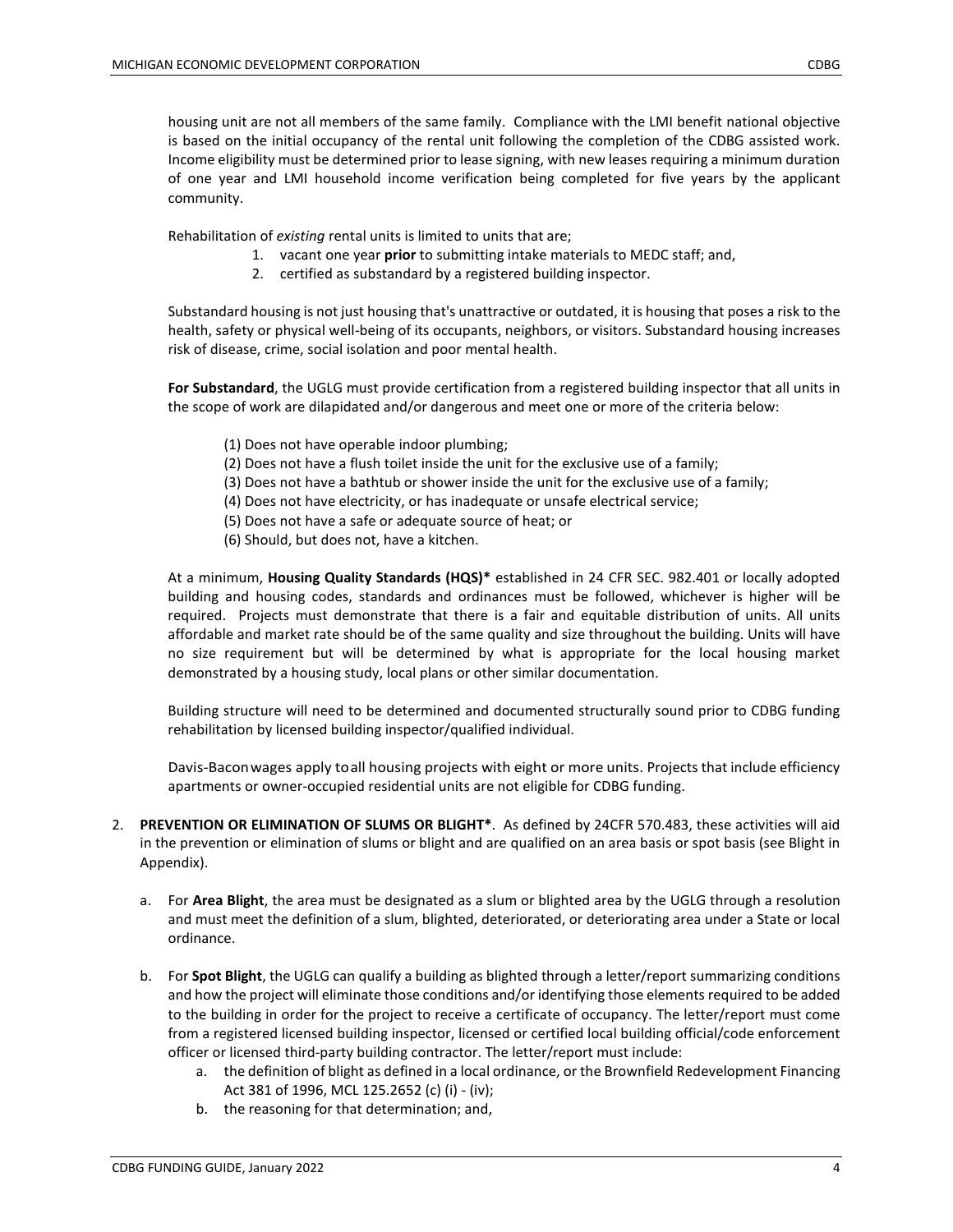housing unit are not all members of the same family. Compliance with the LMI benefit national objective is based on the initial occupancy of the rental unit following the completion of the CDBG assisted work. Income eligibility must be determined prior to lease signing, with new leases requiring a minimum duration of one year and LMI household income verification being completed for five years by the applicant community.

Rehabilitation of *existing* rental units is limited to units that are;

1. vacant one year **prior** to submitting intake materials to MEDC staff; and,
2. certified as substandard by a registered building inspector.

Substandard housing is not just housing that's unattractive or outdated, it is housing that poses a risk to the health, safety or physical well-being of its occupants, neighbors, or visitors. Substandard housing increases risk of disease, crime, social isolation and poor mental health.

**For Substandard**, the UGLG must provide certification from a registered building inspector that all units in the scope of work are dilapidated and/or dangerous and meet one or more of the criteria below:

(1) Does not have operable indoor plumbing;
(2) Does not have a flush toilet inside the unit for the exclusive use of a family;
(3) Does not have a bathtub or shower inside the unit for the exclusive use of a family;
(4) Does not have electricity, or has inadequate or unsafe electrical service;
(5) Does not have a safe or adequate source of heat; or
(6) Should, but does not, have a kitchen.

At a minimum, **Housing Quality Standards (HQS)*** established in 24 CFR SEC. 982.401 or locally adopted building and housing codes, standards and ordinances must be followed, whichever is higher will be required. Projects must demonstrate that there is a fair and equitable distribution of units. All units affordable and market rate should be of the same quality and size throughout the building. Units will have no size requirement but will be determined by what is appropriate for the local housing market demonstrated by a housing study, local plans or other similar documentation.

Building structure will need to be determined and documented structurally sound prior to CDBG funding rehabilitation by licensed building inspector/qualified individual.

Davis-Bacon wages apply to all housing projects with eight or more units. Projects that include efficiency apartments or owner-occupied residential units are not eligible for CDBG funding.

2. **PREVENTION OR ELIMINATION OF SLUMS OR BLIGHT***. As defined by 24CFR 570.483, these activities will aid in the prevention or elimination of slums or blight and are qualified on an area basis or spot basis (see Blight in Appendix).

   a. For **Area Blight**, the area must be designated as a slum or blighted area by the UGLG through a resolution and must meet the definition of a slum, blighted, deteriorated, or deteriorating area under a State or local ordinance.

   b. For **Spot Blight**, the UGLG can qualify a building as blighted through a letter/report summarizing conditions and how the project will eliminate those conditions and/or identifying those elements required to be added to the building in order for the project to receive a certificate of occupancy. The letter/report must come from a registered licensed building inspector, licensed or certified local building official/code enforcement officer or licensed third-party building contractor. The letter/report must include:
      a. the definition of blight as defined in a local ordinance, or the Brownfield Redevelopment Financing Act 381 of 1996, MCL 125.2652 (c) (i) - (iv);
      b. the reasoning for that determination; and,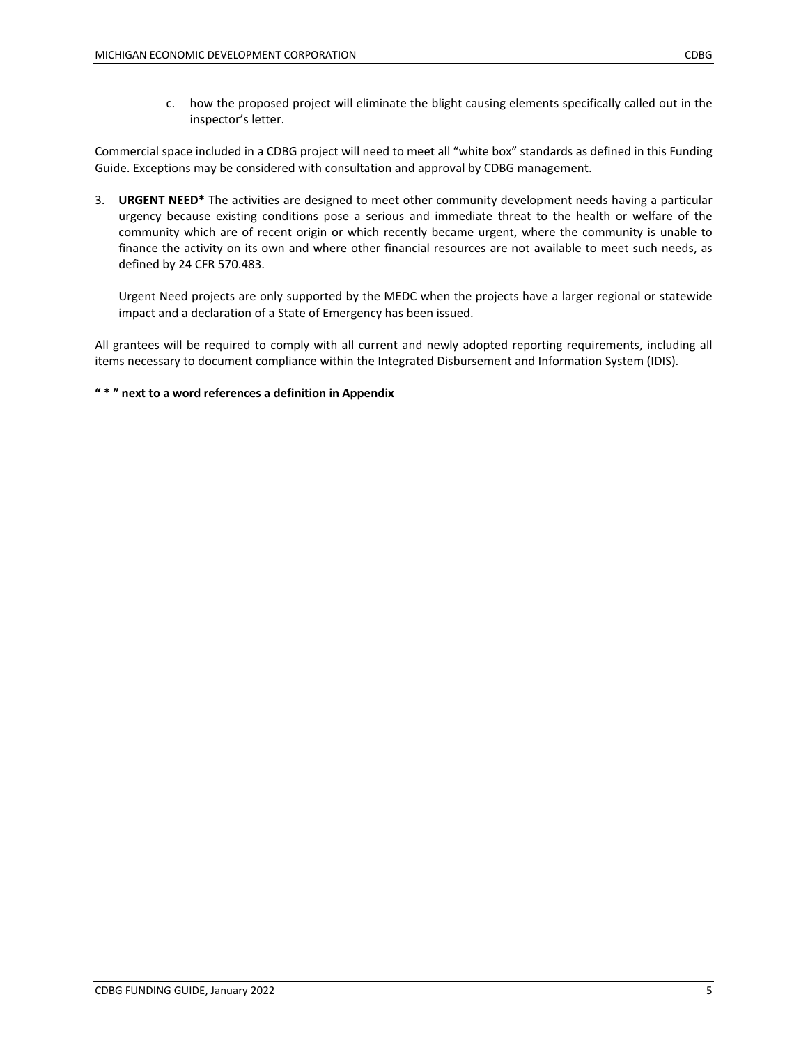c. how the proposed project will eliminate the blight causing elements specifically called out in the inspector's letter.

Commercial space included in a CDBG project will need to meet all "white box" standards as defined in this Funding Guide. Exceptions may be considered with consultation and approval by CDBG management.

3. **URGENT NEED*** The activities are designed to meet other community development needs having a particular urgency because existing conditions pose a serious and immediate threat to the health or welfare of the community which are of recent origin or which recently became urgent, where the community is unable to finance the activity on its own and where other financial resources are not available to meet such needs, as defined by 24 CFR 570.483.

   Urgent Need projects are only supported by the MEDC when the projects have a larger regional or statewide impact and a declaration of a State of Emergency has been issued.

All grantees will be required to comply with all current and newly adopted reporting requirements, including all items necessary to document compliance within the Integrated Disbursement and Information System (IDIS).

**" * " next to a word references a definition in Appendix**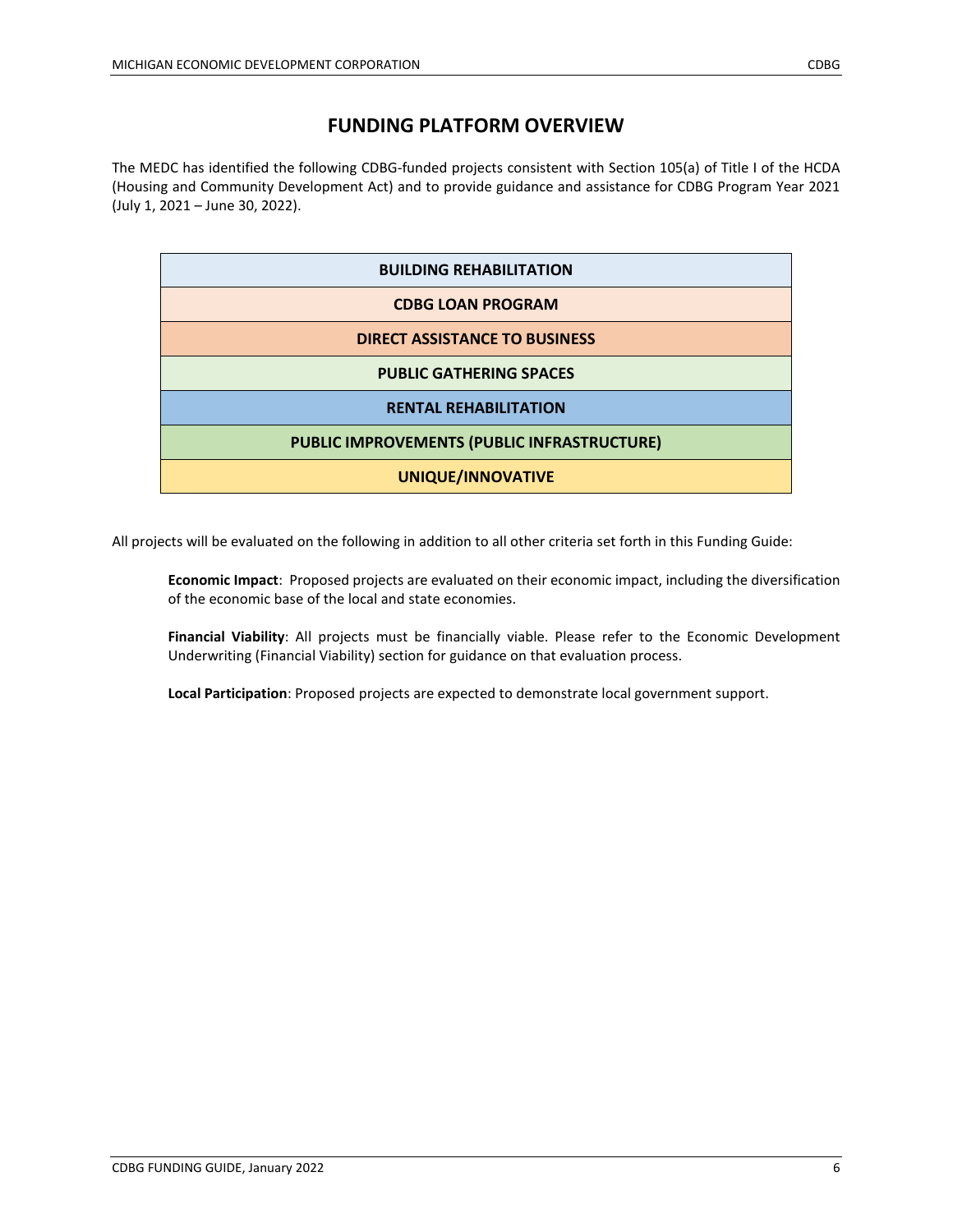# FUNDING PLATFORM OVERVIEW

The MEDC has identified the following CDBG-funded projects consistent with Section 105(a) of Title I of the HCDA (Housing and Community Development Act) and to provide guidance and assistance for CDBG Program Year 2021 (July 1, 2021 – June 30, 2022).

| **BUILDING REHABILITATION** |
|---|
| **CDBG LOAN PROGRAM** |
| **DIRECT ASSISTANCE TO BUSINESS** |
| **PUBLIC GATHERING SPACES** |
| **RENTAL REHABILITATION** |
| **PUBLIC IMPROVEMENTS (PUBLIC INFRASTRUCTURE)** |
| **UNIQUE/INNOVATIVE** |

All projects will be evaluated on the following in addition to all other criteria set forth in this Funding Guide:

**Economic Impact**: Proposed projects are evaluated on their economic impact, including the diversification of the economic base of the local and state economies.

**Financial Viability**: All projects must be financially viable. Please refer to the Economic Development Underwriting (Financial Viability) section for guidance on that evaluation process.

**Local Participation**: Proposed projects are expected to demonstrate local government support.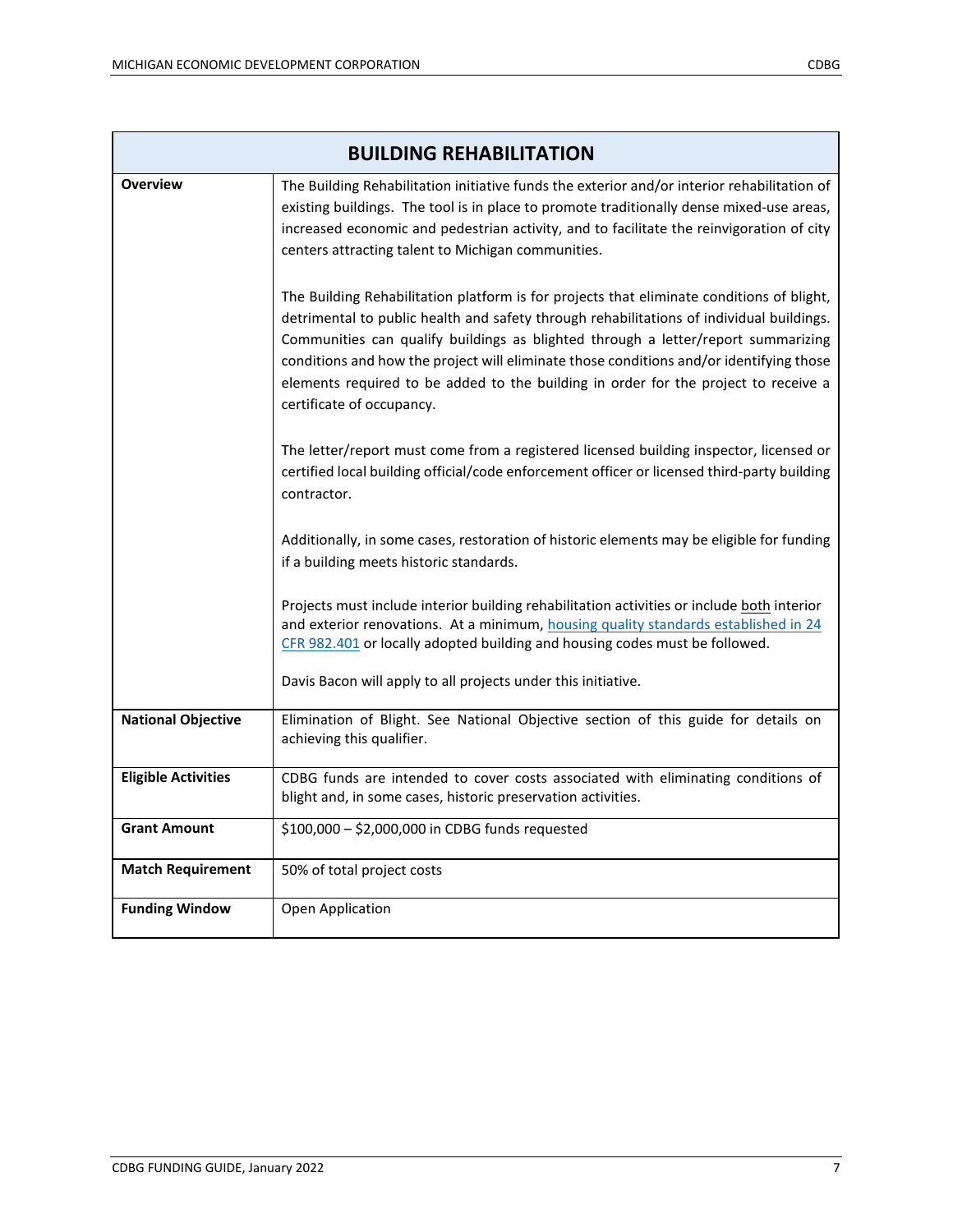| BUILDING REHABILITATION | |
|---|---|
| **Overview** | The Building Rehabilitation initiative funds the exterior and/or interior rehabilitation of existing buildings. The tool is in place to promote traditionally dense mixed-use areas, increased economic and pedestrian activity, and to facilitate the reinvigoration of city centers attracting talent to Michigan communities.<br><br>The Building Rehabilitation platform is for projects that eliminate conditions of blight, detrimental to public health and safety through rehabilitations of individual buildings. Communities can qualify buildings as blighted through a letter/report summarizing conditions and how the project will eliminate those conditions and/or identifying those elements required to be added to the building in order for the project to receive a certificate of occupancy.<br><br>The letter/report must come from a registered licensed building inspector, licensed or certified local building official/code enforcement officer or licensed third-party building contractor.<br><br>Additionally, in some cases, restoration of historic elements may be eligible for funding if a building meets historic standards.<br><br>Projects must include interior building rehabilitation activities or include both interior and exterior renovations. At a minimum, housing quality standards established in 24 CFR 982.401 or locally adopted building and housing codes must be followed.<br><br>Davis Bacon will apply to all projects under this initiative. |
| **National Objective** | Elimination of Blight. See National Objective section of this guide for details on achieving this qualifier. |
| **Eligible Activities** | CDBG funds are intended to cover costs associated with eliminating conditions of blight and, in some cases, historic preservation activities. |
| **Grant Amount** | $100,000 – $2,000,000 in CDBG funds requested |
| **Match Requirement** | 50% of total project costs |
| **Funding Window** | Open Application |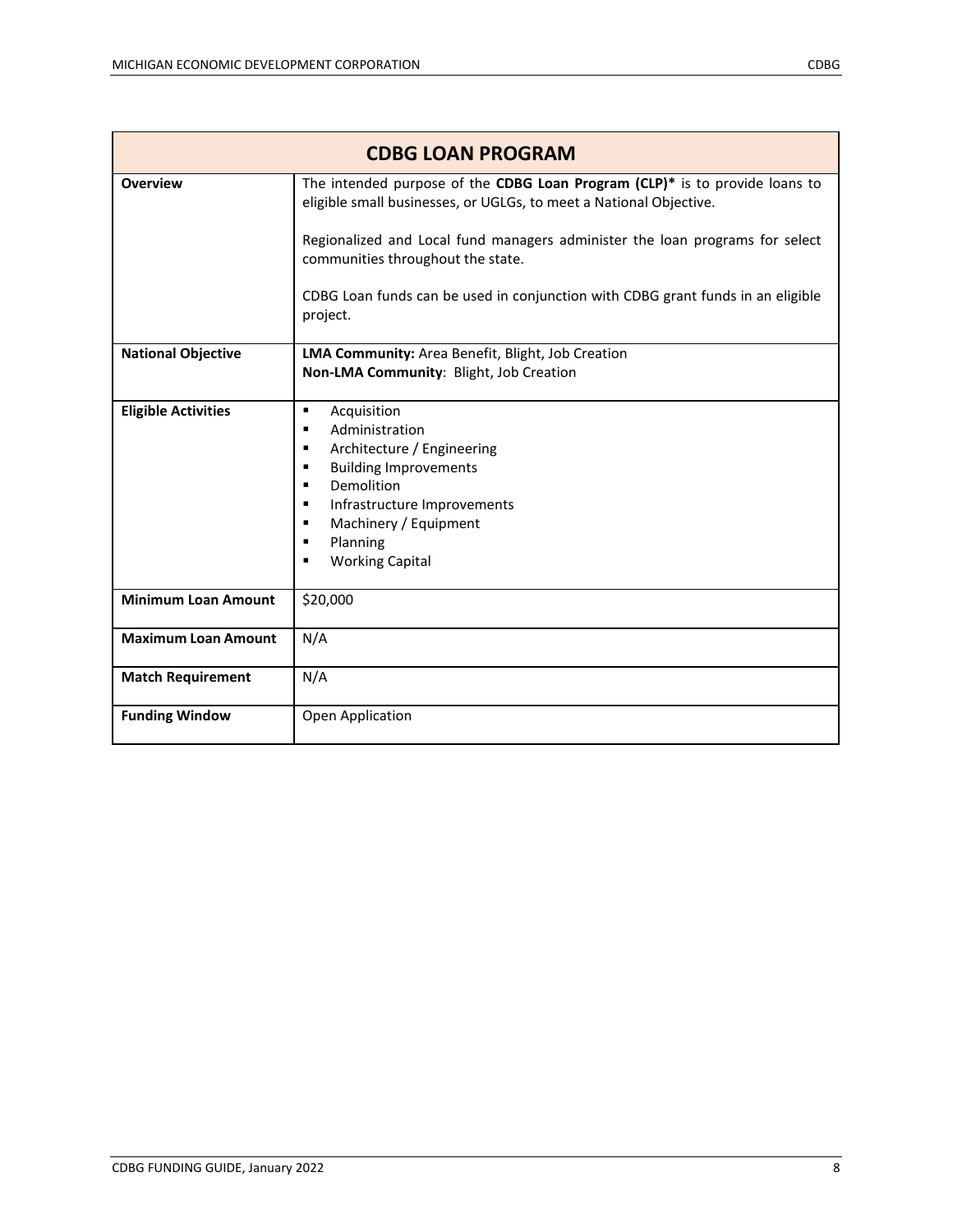| CDBG LOAN PROGRAM | |
|---|---|
| **Overview** | The intended purpose of the **CDBG Loan Program (CLP)*** is to provide loans to eligible small businesses, or UGLGs, to meet a National Objective.<br><br>Regionalized and Local fund managers administer the loan programs for select communities throughout the state.<br><br>CDBG Loan funds can be used in conjunction with CDBG grant funds in an eligible project. |
| **National Objective** | **LMA Community:** Area Benefit, Blight, Job Creation<br>**Non-LMA Community**: Blight, Job Creation |
| **Eligible Activities** | ▪ Acquisition<br>▪ Administration<br>▪ Architecture / Engineering<br>▪ Building Improvements<br>▪ Demolition<br>▪ Infrastructure Improvements<br>▪ Machinery / Equipment<br>▪ Planning<br>▪ Working Capital |
| **Minimum Loan Amount** | $20,000 |
| **Maximum Loan Amount** | N/A |
| **Match Requirement** | N/A |
| **Funding Window** | Open Application |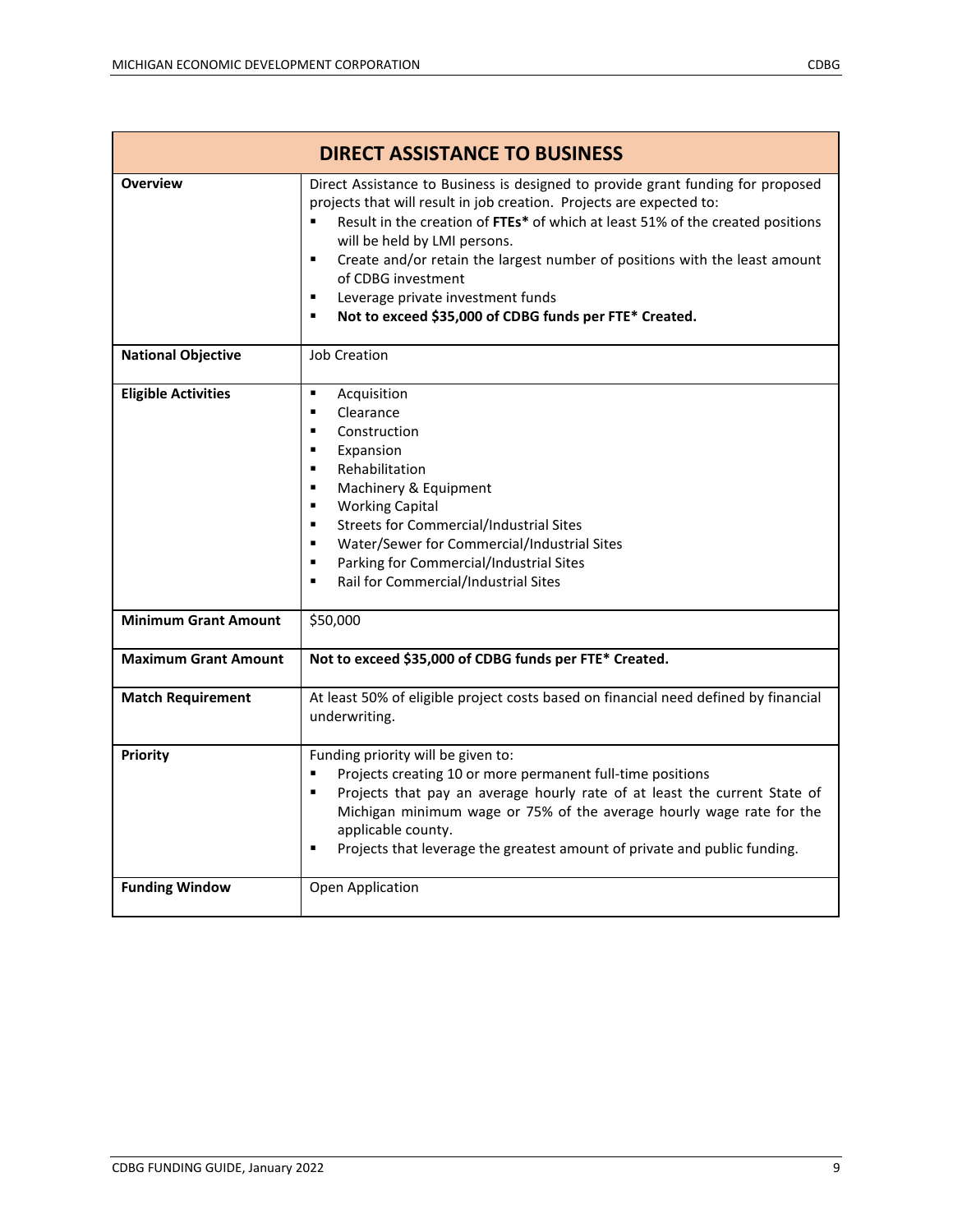| DIRECT ASSISTANCE TO BUSINESS | |
|---|---|
| **Overview** | Direct Assistance to Business is designed to provide grant funding for proposed projects that will result in job creation. Projects are expected to:<br>▪ Result in the creation of **FTEs*** of which at least 51% of the created positions will be held by LMI persons.<br>▪ Create and/or retain the largest number of positions with the least amount of CDBG investment<br>▪ Leverage private investment funds<br>▪ **Not to exceed $35,000 of CDBG funds per FTE* Created.** |
| **National Objective** | Job Creation |
| **Eligible Activities** | ▪ Acquisition<br>▪ Clearance<br>▪ Construction<br>▪ Expansion<br>▪ Rehabilitation<br>▪ Machinery & Equipment<br>▪ Working Capital<br>▪ Streets for Commercial/Industrial Sites<br>▪ Water/Sewer for Commercial/Industrial Sites<br>▪ Parking for Commercial/Industrial Sites<br>▪ Rail for Commercial/Industrial Sites |
| **Minimum Grant Amount** | $50,000 |
| **Maximum Grant Amount** | **Not to exceed $35,000 of CDBG funds per FTE* Created.** |
| **Match Requirement** | At least 50% of eligible project costs based on financial need defined by financial underwriting. |
| **Priority** | Funding priority will be given to:<br>▪ Projects creating 10 or more permanent full-time positions<br>▪ Projects that pay an average hourly rate of at least the current State of Michigan minimum wage or 75% of the average hourly wage rate for the applicable county.<br>▪ Projects that leverage the greatest amount of private and public funding. |
| **Funding Window** | Open Application |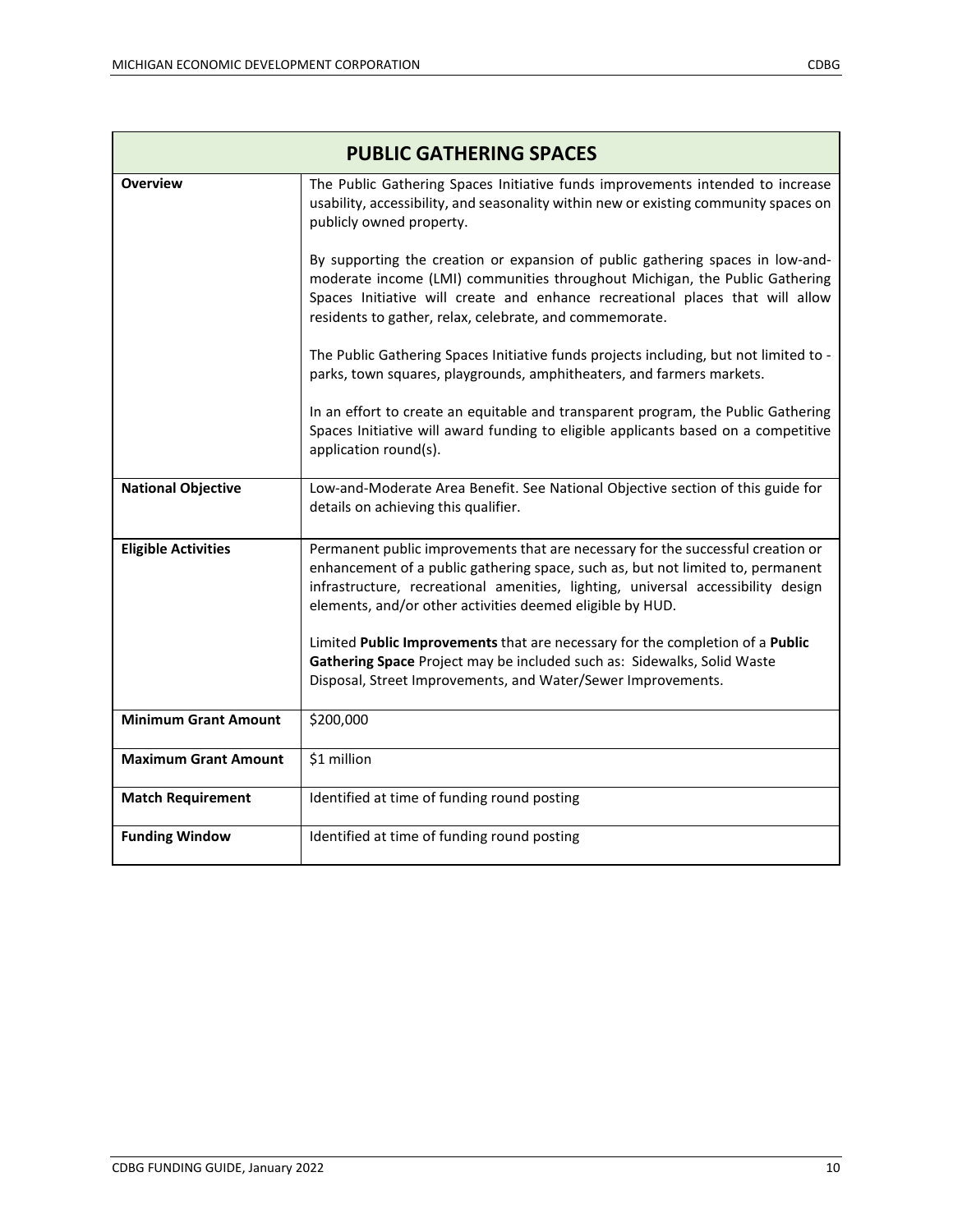| PUBLIC GATHERING SPACES | |
|---|---|
| **Overview** | The Public Gathering Spaces Initiative funds improvements intended to increase usability, accessibility, and seasonality within new or existing community spaces on publicly owned property.<br><br>By supporting the creation or expansion of public gathering spaces in low-and-moderate income (LMI) communities throughout Michigan, the Public Gathering Spaces Initiative will create and enhance recreational places that will allow residents to gather, relax, celebrate, and commemorate.<br><br>The Public Gathering Spaces Initiative funds projects including, but not limited to - parks, town squares, playgrounds, amphitheaters, and farmers markets.<br><br>In an effort to create an equitable and transparent program, the Public Gathering Spaces Initiative will award funding to eligible applicants based on a competitive application round(s). |
| **National Objective** | Low-and-Moderate Area Benefit. See National Objective section of this guide for details on achieving this qualifier. |
| **Eligible Activities** | Permanent public improvements that are necessary for the successful creation or enhancement of a public gathering space, such as, but not limited to, permanent infrastructure, recreational amenities, lighting, universal accessibility design elements, and/or other activities deemed eligible by HUD.<br><br>Limited **Public Improvements** that are necessary for the completion of a **Public Gathering Space** Project may be included such as: Sidewalks, Solid Waste Disposal, Street Improvements, and Water/Sewer Improvements. |
| **Minimum Grant Amount** | $200,000 |
| **Maximum Grant Amount** | $1 million |
| **Match Requirement** | Identified at time of funding round posting |
| **Funding Window** | Identified at time of funding round posting |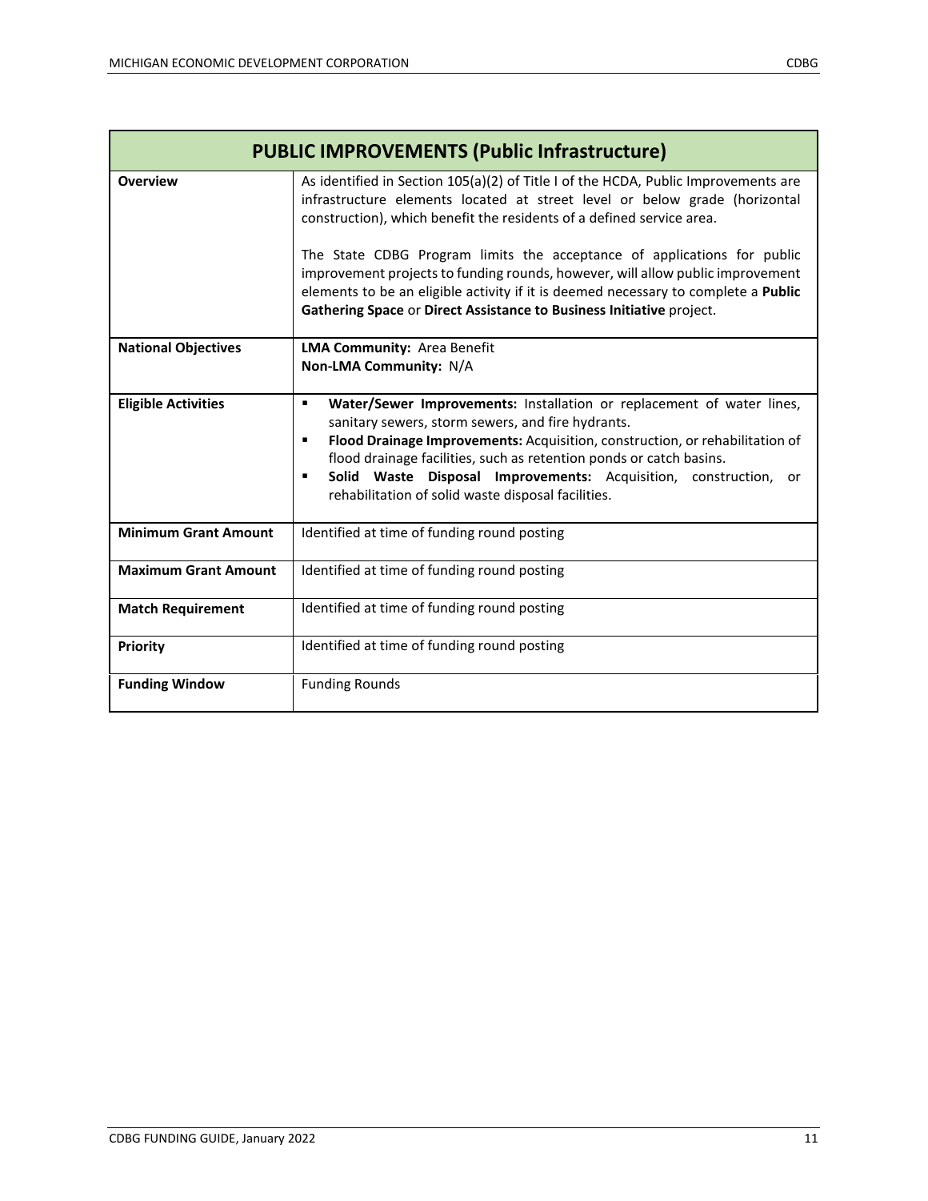| PUBLIC IMPROVEMENTS (Public Infrastructure) | |
|---|---|
| **Overview** | As identified in Section 105(a)(2) of Title I of the HCDA, Public Improvements are infrastructure elements located at street level or below grade (horizontal construction), which benefit the residents of a defined service area.<br><br>The State CDBG Program limits the acceptance of applications for public improvement projects to funding rounds, however, will allow public improvement elements to be an eligible activity if it is deemed necessary to complete a **Public Gathering Space** or **Direct Assistance to Business Initiative** project. |
| **National Objectives** | **LMA Community:** Area Benefit<br>**Non-LMA Community:** N/A |
| **Eligible Activities** | ▪ **Water/Sewer Improvements:** Installation or replacement of water lines, sanitary sewers, storm sewers, and fire hydrants.<br>▪ **Flood Drainage Improvements:** Acquisition, construction, or rehabilitation of flood drainage facilities, such as retention ponds or catch basins.<br>▪ **Solid Waste Disposal Improvements:** Acquisition, construction, or rehabilitation of solid waste disposal facilities. |
| **Minimum Grant Amount** | Identified at time of funding round posting |
| **Maximum Grant Amount** | Identified at time of funding round posting |
| **Match Requirement** | Identified at time of funding round posting |
| **Priority** | Identified at time of funding round posting |
| **Funding Window** | Funding Rounds |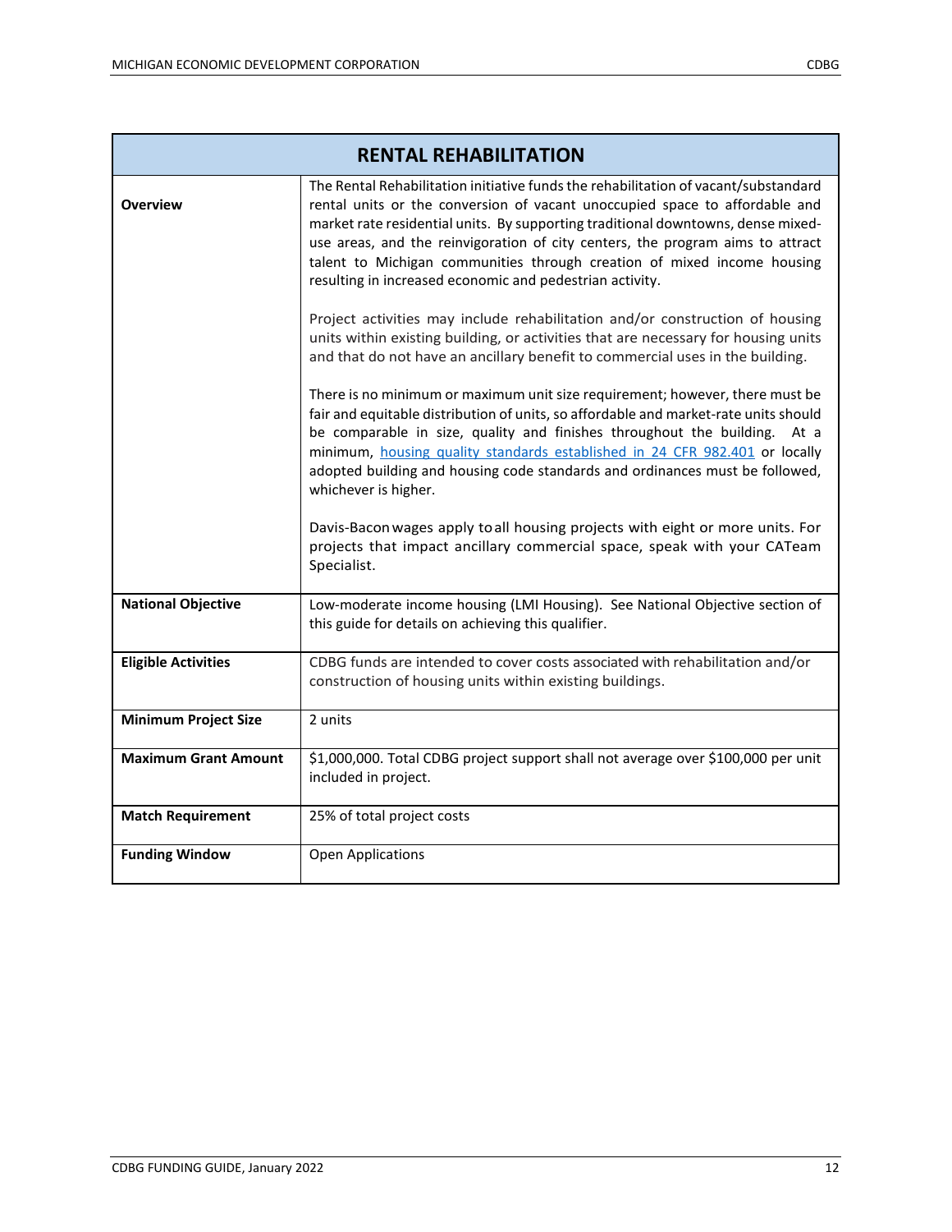| RENTAL REHABILITATION | |
|---|---|
| **Overview** | The Rental Rehabilitation initiative funds the rehabilitation of vacant/substandard rental units or the conversion of vacant unoccupied space to affordable and market rate residential units. By supporting traditional downtowns, dense mixed-use areas, and the reinvigoration of city centers, the program aims to attract talent to Michigan communities through creation of mixed income housing resulting in increased economic and pedestrian activity.<br><br>Project activities may include rehabilitation and/or construction of housing units within existing building, or activities that are necessary for housing units and that do not have an ancillary benefit to commercial uses in the building.<br><br>There is no minimum or maximum unit size requirement; however, there must be fair and equitable distribution of units, so affordable and market-rate units should be comparable in size, quality and finishes throughout the building. At a minimum, housing quality standards established in 24 CFR 982.401 or locally adopted building and housing code standards and ordinances must be followed, whichever is higher.<br><br>Davis-Bacon wages apply to all housing projects with eight or more units. For projects that impact ancillary commercial space, speak with your CATeam Specialist. |
| **National Objective** | Low-moderate income housing (LMI Housing). See National Objective section of this guide for details on achieving this qualifier. |
| **Eligible Activities** | CDBG funds are intended to cover costs associated with rehabilitation and/or construction of housing units within existing buildings. |
| **Minimum Project Size** | 2 units |
| **Maximum Grant Amount** | $1,000,000. Total CDBG project support shall not average over $100,000 per unit included in project. |
| **Match Requirement** | 25% of total project costs |
| **Funding Window** | Open Applications |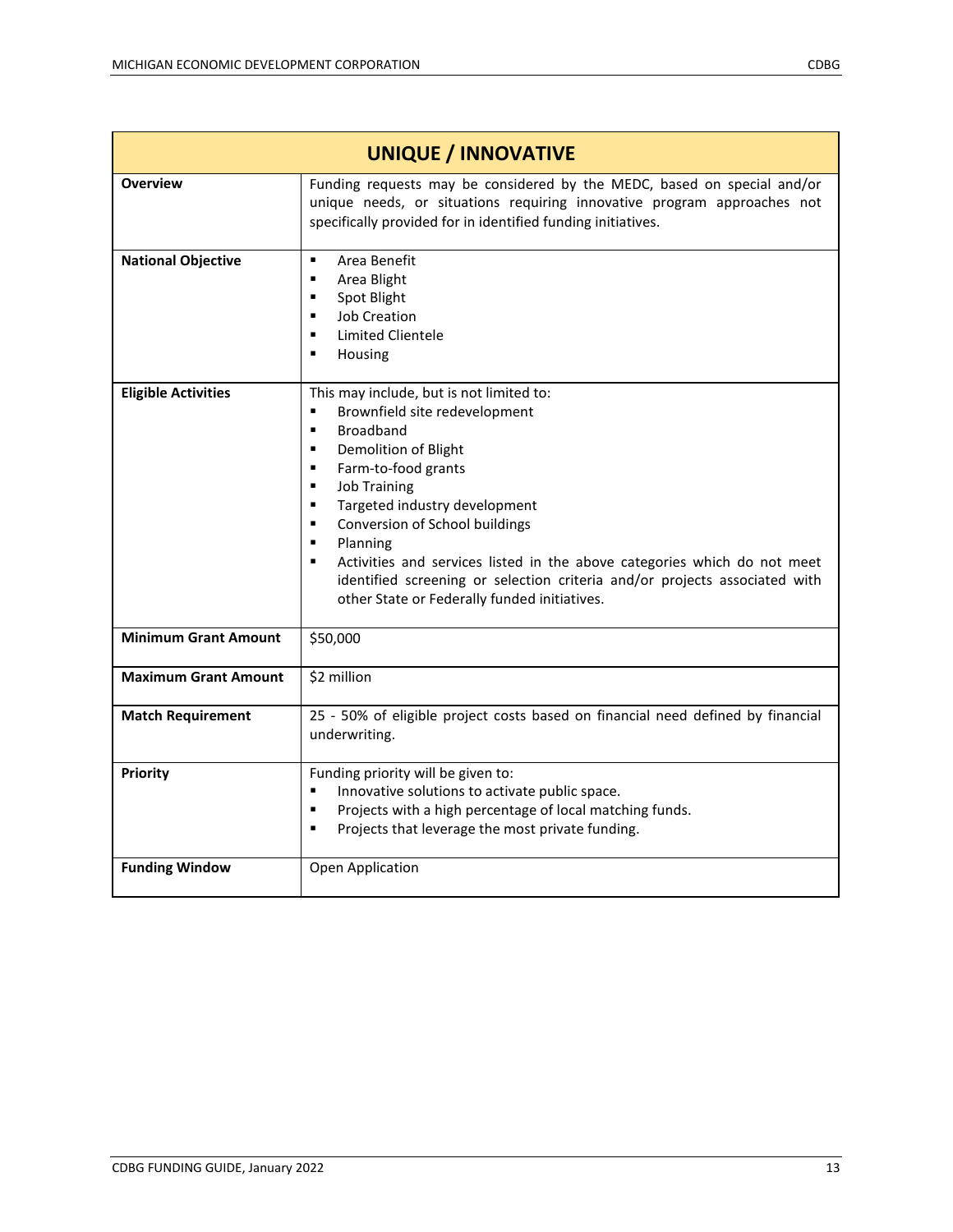| UNIQUE / INNOVATIVE | |
|---|---|
| **Overview** | Funding requests may be considered by the MEDC, based on special and/or unique needs, or situations requiring innovative program approaches not specifically provided for in identified funding initiatives. |
| **National Objective** | ▪ Area Benefit<br>▪ Area Blight<br>▪ Spot Blight<br>▪ Job Creation<br>▪ Limited Clientele<br>▪ Housing |
| **Eligible Activities** | This may include, but is not limited to:<br>▪ Brownfield site redevelopment<br>▪ Broadband<br>▪ Demolition of Blight<br>▪ Farm-to-food grants<br>▪ Job Training<br>▪ Targeted industry development<br>▪ Conversion of School buildings<br>▪ Planning<br>▪ Activities and services listed in the above categories which do not meet identified screening or selection criteria and/or projects associated with other State or Federally funded initiatives. |
| **Minimum Grant Amount** | $50,000 |
| **Maximum Grant Amount** | $2 million |
| **Match Requirement** | 25 - 50% of eligible project costs based on financial need defined by financial underwriting. |
| **Priority** | Funding priority will be given to:<br>▪ Innovative solutions to activate public space.<br>▪ Projects with a high percentage of local matching funds.<br>▪ Projects that leverage the most private funding. |
| **Funding Window** | Open Application |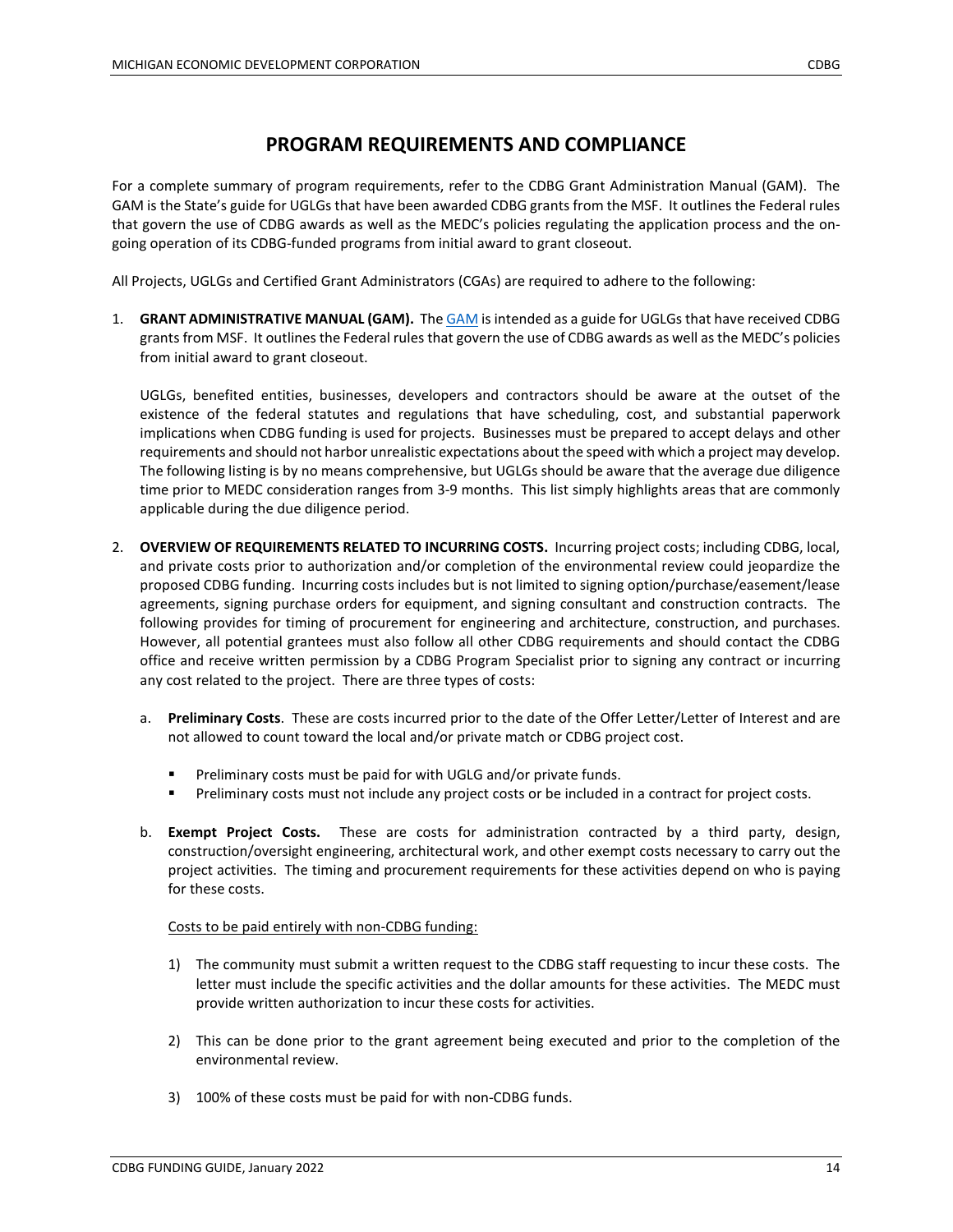# PROGRAM REQUIREMENTS AND COMPLIANCE

For a complete summary of program requirements, refer to the CDBG Grant Administration Manual (GAM). The GAM is the State's guide for UGLGs that have been awarded CDBG grants from the MSF. It outlines the Federal rules that govern the use of CDBG awards as well as the MEDC's policies regulating the application process and the on-going operation of its CDBG-funded programs from initial award to grant closeout.

All Projects, UGLGs and Certified Grant Administrators (CGAs) are required to adhere to the following:

1. **GRANT ADMINISTRATIVE MANUAL (GAM).** The GAM is intended as a guide for UGLGs that have received CDBG grants from MSF. It outlines the Federal rules that govern the use of CDBG awards as well as the MEDC's policies from initial award to grant closeout.

   UGLGs, benefited entities, businesses, developers and contractors should be aware at the outset of the existence of the federal statutes and regulations that have scheduling, cost, and substantial paperwork implications when CDBG funding is used for projects. Businesses must be prepared to accept delays and other requirements and should not harbor unrealistic expectations about the speed with which a project may develop. The following listing is by no means comprehensive, but UGLGs should be aware that the average due diligence time prior to MEDC consideration ranges from 3-9 months. This list simply highlights areas that are commonly applicable during the due diligence period.

2. **OVERVIEW OF REQUIREMENTS RELATED TO INCURRING COSTS.** Incurring project costs; including CDBG, local, and private costs prior to authorization and/or completion of the environmental review could jeopardize the proposed CDBG funding. Incurring costs includes but is not limited to signing option/purchase/easement/lease agreements, signing purchase orders for equipment, and signing consultant and construction contracts. The following provides for timing of procurement for engineering and architecture, construction, and purchases. However, all potential grantees must also follow all other CDBG requirements and should contact the CDBG office and receive written permission by a CDBG Program Specialist prior to signing any contract or incurring any cost related to the project. There are three types of costs:

   a. **Preliminary Costs**. These are costs incurred prior to the date of the Offer Letter/Letter of Interest and are not allowed to count toward the local and/or private match or CDBG project cost.

      - Preliminary costs must be paid for with UGLG and/or private funds.
      - Preliminary costs must not include any project costs or be included in a contract for project costs.

   b. **Exempt Project Costs.** These are costs for administration contracted by a third party, design, construction/oversight engineering, architectural work, and other exempt costs necessary to carry out the project activities. The timing and procurement requirements for these activities depend on who is paying for these costs.

      Costs to be paid entirely with non-CDBG funding:

      1) The community must submit a written request to the CDBG staff requesting to incur these costs. The letter must include the specific activities and the dollar amounts for these activities. The MEDC must provide written authorization to incur these costs for activities.

      2) This can be done prior to the grant agreement being executed and prior to the completion of the environmental review.

      3) 100% of these costs must be paid for with non-CDBG funds.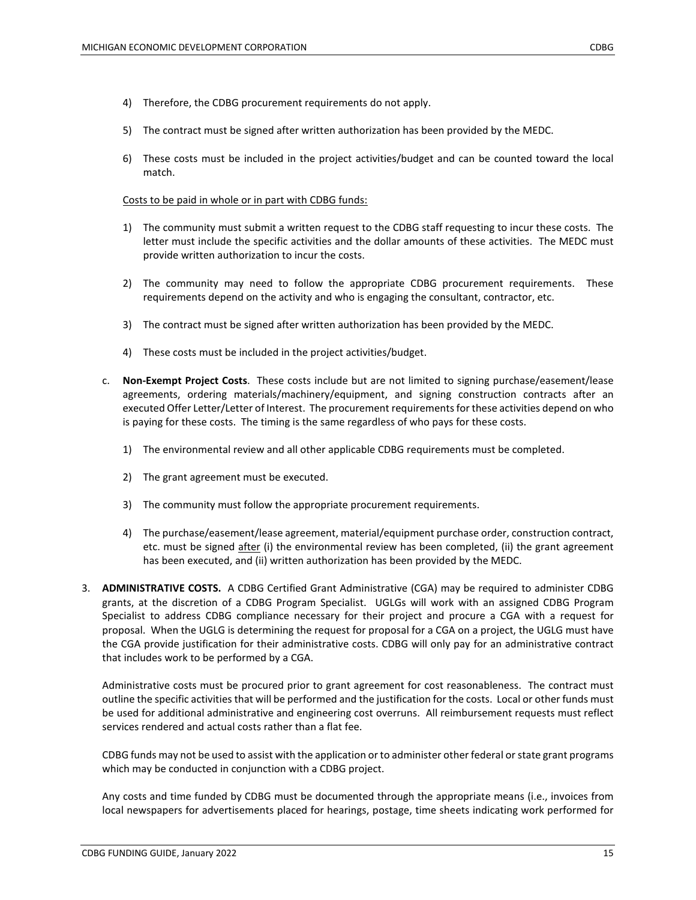4) Therefore, the CDBG procurement requirements do not apply.

5) The contract must be signed after written authorization has been provided by the MEDC.

6) These costs must be included in the project activities/budget and can be counted toward the local match.

<u>Costs to be paid in whole or in part with CDBG funds:</u>

1) The community must submit a written request to the CDBG staff requesting to incur these costs. The letter must include the specific activities and the dollar amounts of these activities. The MEDC must provide written authorization to incur the costs.

2) The community may need to follow the appropriate CDBG procurement requirements. These requirements depend on the activity and who is engaging the consultant, contractor, etc.

3) The contract must be signed after written authorization has been provided by the MEDC.

4) These costs must be included in the project activities/budget.

c. **Non-Exempt Project Costs**. These costs include but are not limited to signing purchase/easement/lease agreements, ordering materials/machinery/equipment, and signing construction contracts after an executed Offer Letter/Letter of Interest. The procurement requirements for these activities depend on who is paying for these costs. The timing is the same regardless of who pays for these costs.

   1) The environmental review and all other applicable CDBG requirements must be completed.

   2) The grant agreement must be executed.

   3) The community must follow the appropriate procurement requirements.

   4) The purchase/easement/lease agreement, material/equipment purchase order, construction contract, etc. must be signed <u>after</u> (i) the environmental review has been completed, (ii) the grant agreement has been executed, and (ii) written authorization has been provided by the MEDC.

3. **ADMINISTRATIVE COSTS.** A CDBG Certified Grant Administrative (CGA) may be required to administer CDBG grants, at the discretion of a CDBG Program Specialist. UGLGs will work with an assigned CDBG Program Specialist to address CDBG compliance necessary for their project and procure a CGA with a request for proposal. When the UGLG is determining the request for proposal for a CGA on a project, the UGLG must have the CGA provide justification for their administrative costs. CDBG will only pay for an administrative contract that includes work to be performed by a CGA.

   Administrative costs must be procured prior to grant agreement for cost reasonableness. The contract must outline the specific activities that will be performed and the justification for the costs. Local or other funds must be used for additional administrative and engineering cost overruns. All reimbursement requests must reflect services rendered and actual costs rather than a flat fee.

   CDBG funds may not be used to assist with the application or to administer other federal or state grant programs which may be conducted in conjunction with a CDBG project.

   Any costs and time funded by CDBG must be documented through the appropriate means (i.e., invoices from local newspapers for advertisements placed for hearings, postage, time sheets indicating work performed for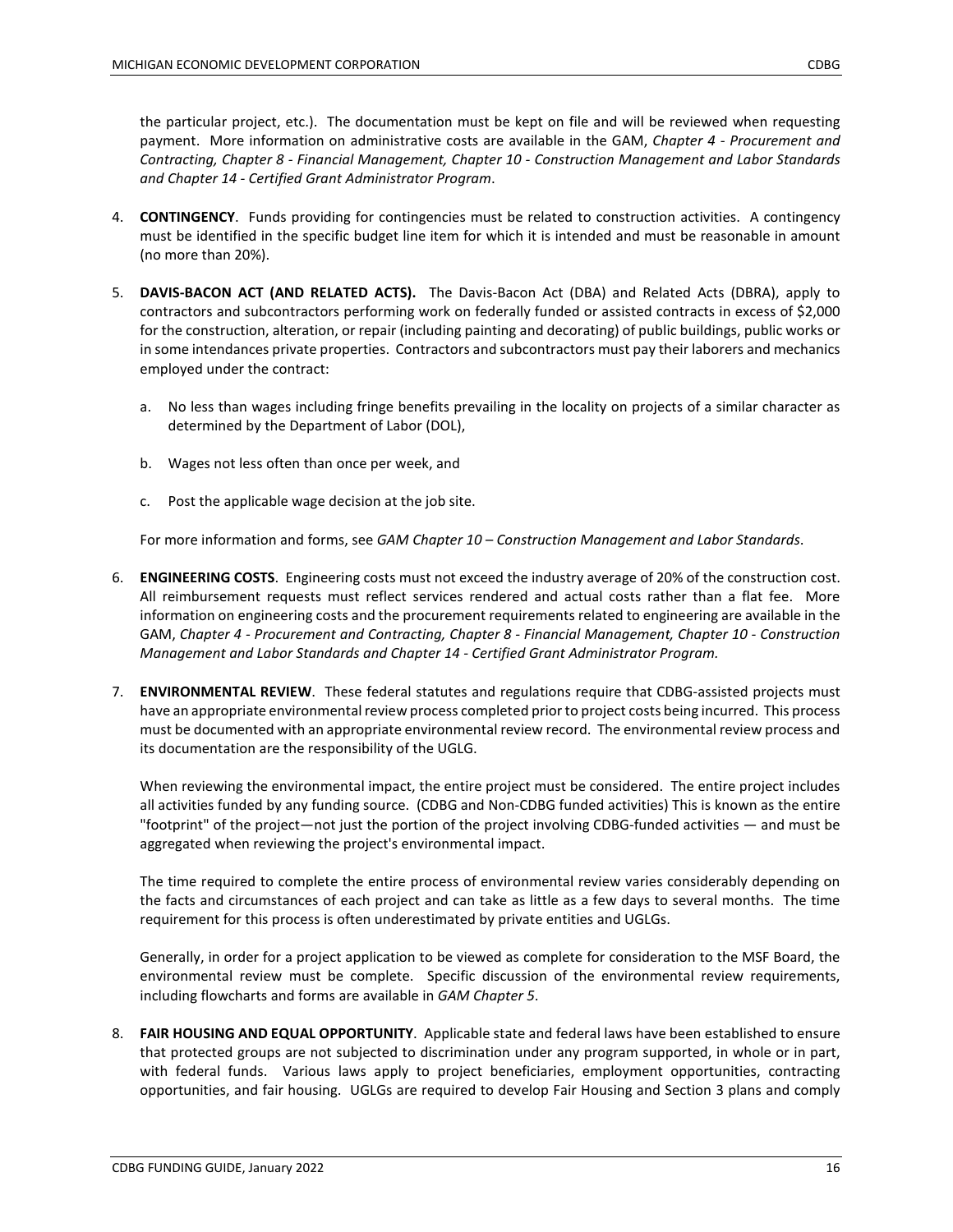the particular project, etc.). The documentation must be kept on file and will be reviewed when requesting payment. More information on administrative costs are available in the GAM, *Chapter 4 - Procurement and Contracting, Chapter 8 - Financial Management, Chapter 10 - Construction Management and Labor Standards and Chapter 14 - Certified Grant Administrator Program*.

4. **CONTINGENCY**. Funds providing for contingencies must be related to construction activities. A contingency must be identified in the specific budget line item for which it is intended and must be reasonable in amount (no more than 20%).

5. **DAVIS-BACON ACT (AND RELATED ACTS).** The Davis-Bacon Act (DBA) and Related Acts (DBRA), apply to contractors and subcontractors performing work on federally funded or assisted contracts in excess of $2,000 for the construction, alteration, or repair (including painting and decorating) of public buildings, public works or in some intendances private properties. Contractors and subcontractors must pay their laborers and mechanics employed under the contract:

   a. No less than wages including fringe benefits prevailing in the locality on projects of a similar character as determined by the Department of Labor (DOL),

   b. Wages not less often than once per week, and

   c. Post the applicable wage decision at the job site.

   For more information and forms, see *GAM Chapter 10 – Construction Management and Labor Standards*.

6. **ENGINEERING COSTS**. Engineering costs must not exceed the industry average of 20% of the construction cost. All reimbursement requests must reflect services rendered and actual costs rather than a flat fee. More information on engineering costs and the procurement requirements related to engineering are available in the GAM, *Chapter 4 - Procurement and Contracting, Chapter 8 - Financial Management, Chapter 10 - Construction Management and Labor Standards and Chapter 14 - Certified Grant Administrator Program.*

7. **ENVIRONMENTAL REVIEW**. These federal statutes and regulations require that CDBG-assisted projects must have an appropriate environmental review process completed prior to project costs being incurred. This process must be documented with an appropriate environmental review record. The environmental review process and its documentation are the responsibility of the UGLG.

   When reviewing the environmental impact, the entire project must be considered. The entire project includes all activities funded by any funding source. (CDBG and Non-CDBG funded activities) This is known as the entire "footprint" of the project—not just the portion of the project involving CDBG-funded activities — and must be aggregated when reviewing the project's environmental impact.

   The time required to complete the entire process of environmental review varies considerably depending on the facts and circumstances of each project and can take as little as a few days to several months. The time requirement for this process is often underestimated by private entities and UGLGs.

   Generally, in order for a project application to be viewed as complete for consideration to the MSF Board, the environmental review must be complete. Specific discussion of the environmental review requirements, including flowcharts and forms are available in *GAM Chapter 5*.

8. **FAIR HOUSING AND EQUAL OPPORTUNITY**. Applicable state and federal laws have been established to ensure that protected groups are not subjected to discrimination under any program supported, in whole or in part, with federal funds. Various laws apply to project beneficiaries, employment opportunities, contracting opportunities, and fair housing. UGLGs are required to develop Fair Housing and Section 3 plans and comply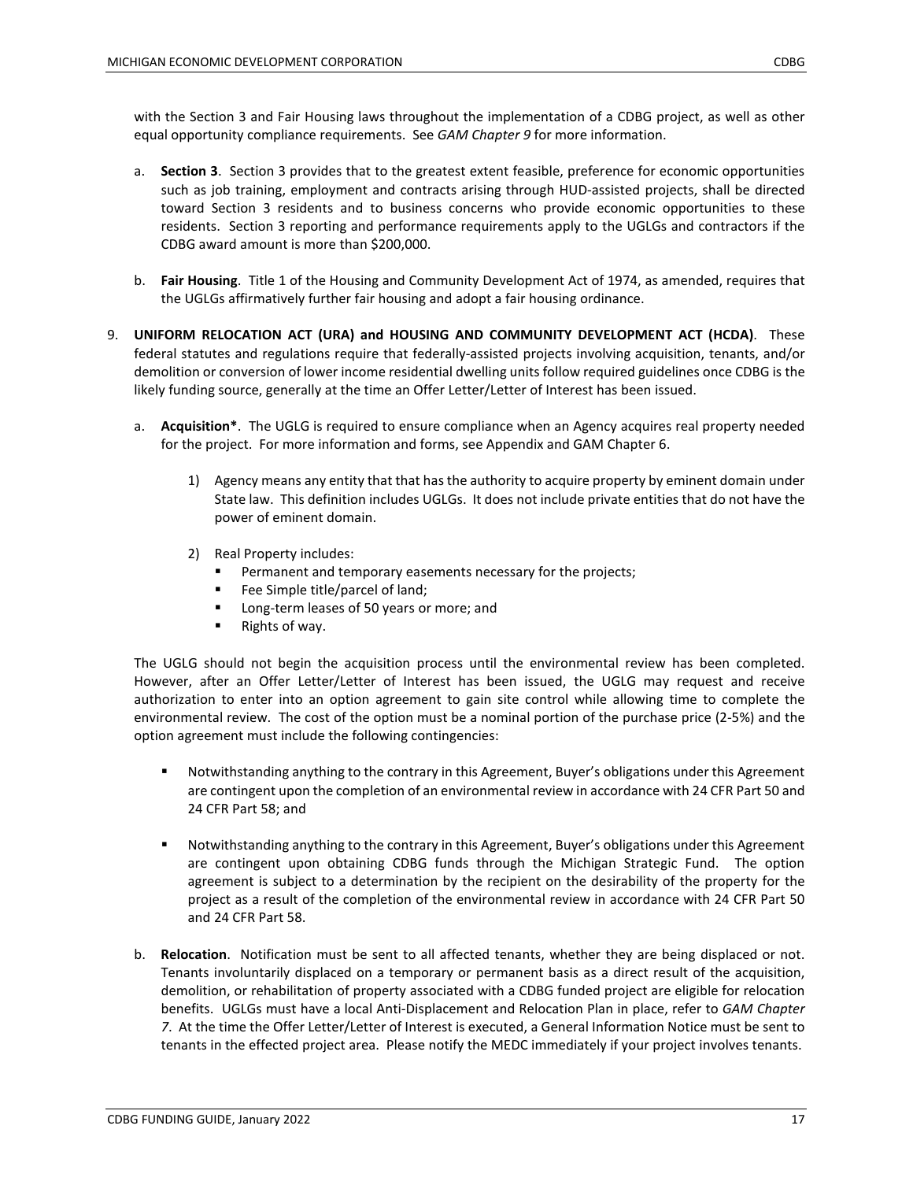with the Section 3 and Fair Housing laws throughout the implementation of a CDBG project, as well as other equal opportunity compliance requirements. See *GAM Chapter 9* for more information.

a. **Section 3**. Section 3 provides that to the greatest extent feasible, preference for economic opportunities such as job training, employment and contracts arising through HUD-assisted projects, shall be directed toward Section 3 residents and to business concerns who provide economic opportunities to these residents. Section 3 reporting and performance requirements apply to the UGLGs and contractors if the CDBG award amount is more than $200,000.

b. **Fair Housing**. Title 1 of the Housing and Community Development Act of 1974, as amended, requires that the UGLGs affirmatively further fair housing and adopt a fair housing ordinance.

9. **UNIFORM RELOCATION ACT (URA) and HOUSING AND COMMUNITY DEVELOPMENT ACT (HCDA)**. These federal statutes and regulations require that federally-assisted projects involving acquisition, tenants, and/or demolition or conversion of lower income residential dwelling units follow required guidelines once CDBG is the likely funding source, generally at the time an Offer Letter/Letter of Interest has been issued.

   a. **Acquisition***. The UGLG is required to ensure compliance when an Agency acquires real property needed for the project. For more information and forms, see Appendix and GAM Chapter 6.

      1) Agency means any entity that that has the authority to acquire property by eminent domain under State law. This definition includes UGLGs. It does not include private entities that do not have the power of eminent domain.

      2) Real Property includes:
         - Permanent and temporary easements necessary for the projects;
         - Fee Simple title/parcel of land;
         - Long-term leases of 50 years or more; and
         - Rights of way.

   The UGLG should not begin the acquisition process until the environmental review has been completed. However, after an Offer Letter/Letter of Interest has been issued, the UGLG may request and receive authorization to enter into an option agreement to gain site control while allowing time to complete the environmental review. The cost of the option must be a nominal portion of the purchase price (2-5%) and the option agreement must include the following contingencies:

   - Notwithstanding anything to the contrary in this Agreement, Buyer's obligations under this Agreement are contingent upon the completion of an environmental review in accordance with 24 CFR Part 50 and 24 CFR Part 58; and

   - Notwithstanding anything to the contrary in this Agreement, Buyer's obligations under this Agreement are contingent upon obtaining CDBG funds through the Michigan Strategic Fund. The option agreement is subject to a determination by the recipient on the desirability of the property for the project as a result of the completion of the environmental review in accordance with 24 CFR Part 50 and 24 CFR Part 58.

   b. **Relocation**. Notification must be sent to all affected tenants, whether they are being displaced or not. Tenants involuntarily displaced on a temporary or permanent basis as a direct result of the acquisition, demolition, or rehabilitation of property associated with a CDBG funded project are eligible for relocation benefits. UGLGs must have a local Anti-Displacement and Relocation Plan in place, refer to *GAM Chapter 7*. At the time the Offer Letter/Letter of Interest is executed, a General Information Notice must be sent to tenants in the effected project area. Please notify the MEDC immediately if your project involves tenants.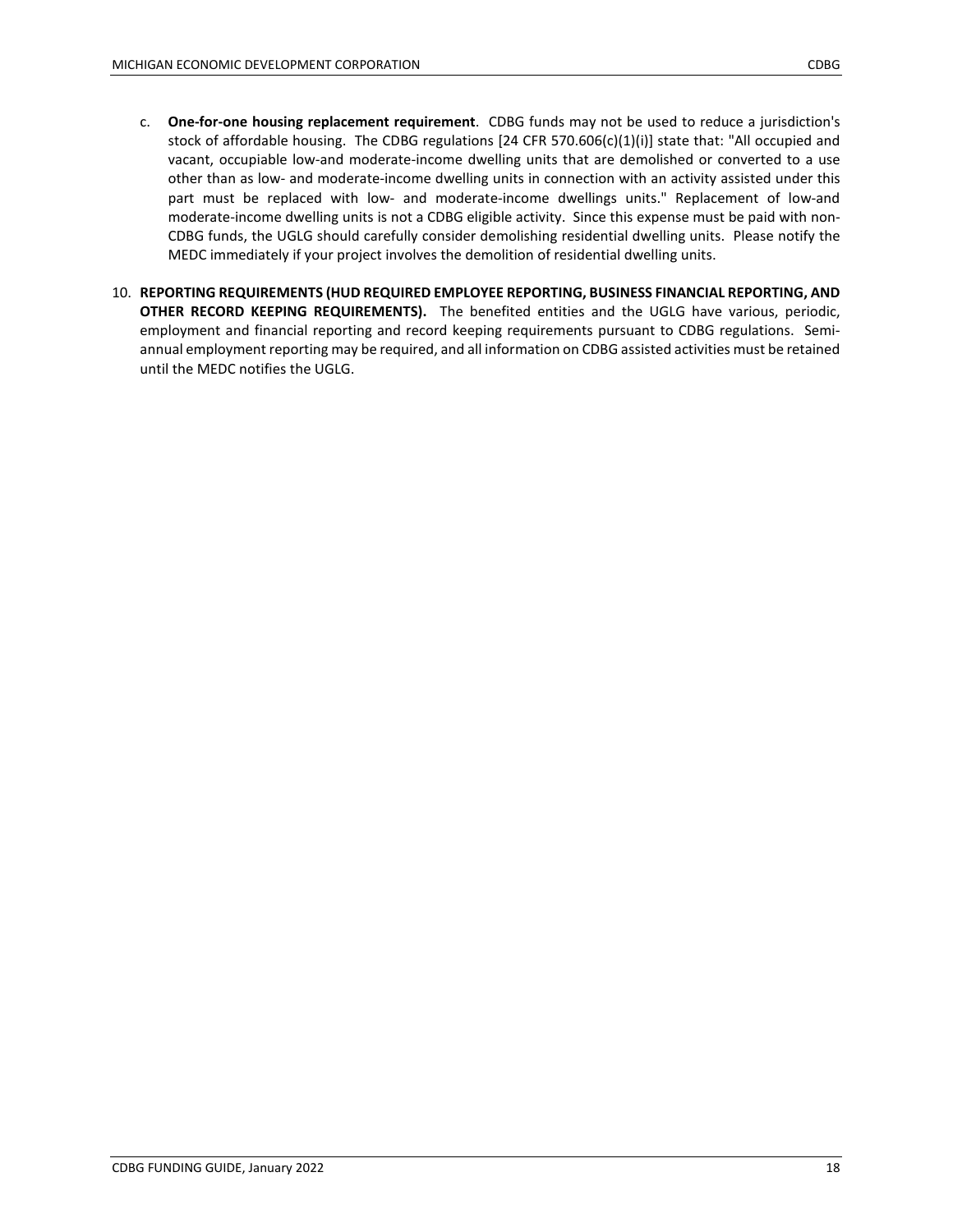c. **One-for-one housing replacement requirement**. CDBG funds may not be used to reduce a jurisdiction's stock of affordable housing. The CDBG regulations [24 CFR 570.606(c)(1)(i)] state that: "All occupied and vacant, occupiable low-and moderate-income dwelling units that are demolished or converted to a use other than as low- and moderate-income dwelling units in connection with an activity assisted under this part must be replaced with low- and moderate-income dwellings units." Replacement of low-and moderate-income dwelling units is not a CDBG eligible activity. Since this expense must be paid with non-CDBG funds, the UGLG should carefully consider demolishing residential dwelling units. Please notify the MEDC immediately if your project involves the demolition of residential dwelling units.

10. **REPORTING REQUIREMENTS (HUD REQUIRED EMPLOYEE REPORTING, BUSINESS FINANCIAL REPORTING, AND OTHER RECORD KEEPING REQUIREMENTS).** The benefited entities and the UGLG have various, periodic, employment and financial reporting and record keeping requirements pursuant to CDBG regulations. Semi-annual employment reporting may be required, and all information on CDBG assisted activities must be retained until the MEDC notifies the UGLG.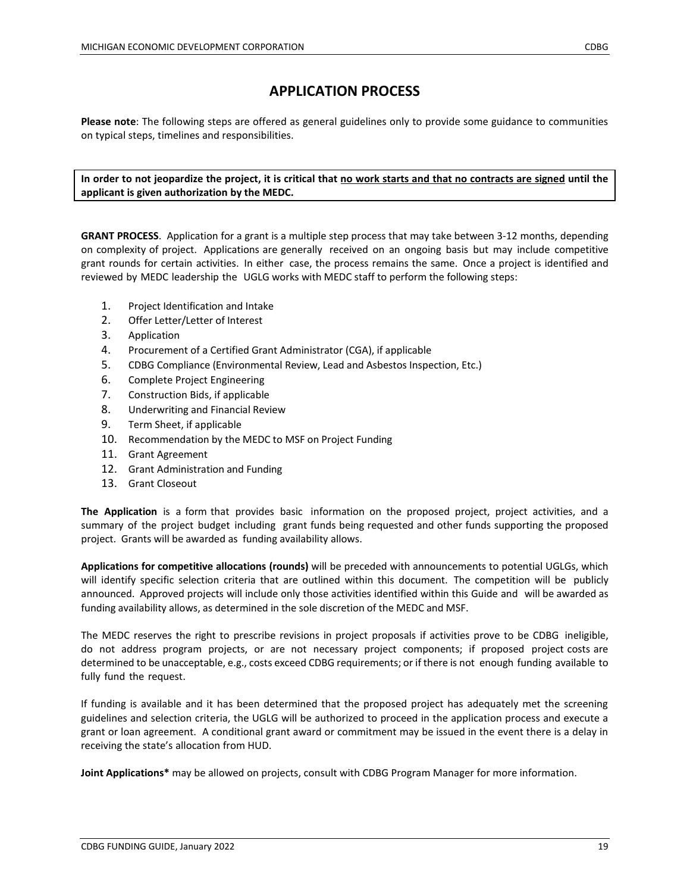# APPLICATION PROCESS

**Please note**: The following steps are offered as general guidelines only to provide some guidance to communities on typical steps, timelines and responsibilities.

**In order to not jeopardize the project, it is critical that <u>no work starts and that no contracts are signed</u> until the applicant is given authorization by the MEDC.**

**GRANT PROCESS**. Application for a grant is a multiple step process that may take between 3-12 months, depending on complexity of project. Applications are generally received on an ongoing basis but may include competitive grant rounds for certain activities. In either case, the process remains the same. Once a project is identified and reviewed by MEDC leadership the UGLG works with MEDC staff to perform the following steps:

1. Project Identification and Intake
2. Offer Letter/Letter of Interest
3. Application
4. Procurement of a Certified Grant Administrator (CGA), if applicable
5. CDBG Compliance (Environmental Review, Lead and Asbestos Inspection, Etc.)
6. Complete Project Engineering
7. Construction Bids, if applicable
8. Underwriting and Financial Review
9. Term Sheet, if applicable
10. Recommendation by the MEDC to MSF on Project Funding
11. Grant Agreement
12. Grant Administration and Funding
13. Grant Closeout

**The Application** is a form that provides basic information on the proposed project, project activities, and a summary of the project budget including grant funds being requested and other funds supporting the proposed project. Grants will be awarded as funding availability allows.

**Applications for competitive allocations (rounds)** will be preceded with announcements to potential UGLGs, which will identify specific selection criteria that are outlined within this document. The competition will be publicly announced. Approved projects will include only those activities identified within this Guide and will be awarded as funding availability allows, as determined in the sole discretion of the MEDC and MSF.

The MEDC reserves the right to prescribe revisions in project proposals if activities prove to be CDBG ineligible, do not address program projects, or are not necessary project components; if proposed project costs are determined to be unacceptable, e.g., costs exceed CDBG requirements; or if there is not enough funding available to fully fund the request.

If funding is available and it has been determined that the proposed project has adequately met the screening guidelines and selection criteria, the UGLG will be authorized to proceed in the application process and execute a grant or loan agreement. A conditional grant award or commitment may be issued in the event there is a delay in receiving the state's allocation from HUD.

**Joint Applications*** may be allowed on projects, consult with CDBG Program Manager for more information.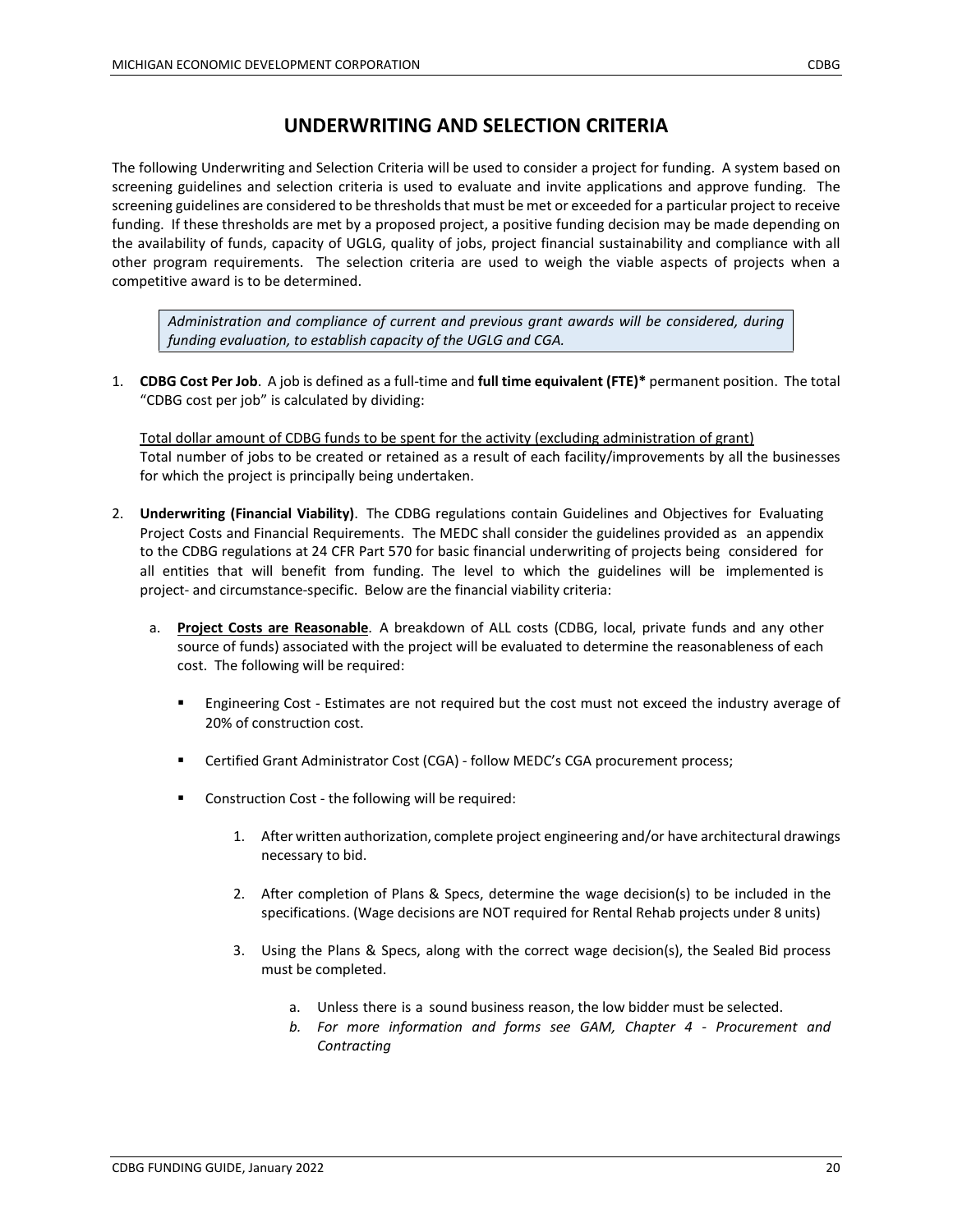## UNDERWRITING AND SELECTION CRITERIA

The following Underwriting and Selection Criteria will be used to consider a project for funding. A system based on screening guidelines and selection criteria is used to evaluate and invite applications and approve funding. The screening guidelines are considered to be thresholds that must be met or exceeded for a particular project to receive funding. If these thresholds are met by a proposed project, a positive funding decision may be made depending on the availability of funds, capacity of UGLG, quality of jobs, project financial sustainability and compliance with all other program requirements. The selection criteria are used to weigh the viable aspects of projects when a competitive award is to be determined.

> *Administration and compliance of current and previous grant awards will be considered, during funding evaluation, to establish capacity of the UGLG and CGA.*

1. **CDBG Cost Per Job**. A job is defined as a full-time and **full time equivalent (FTE)*** permanent position. The total "CDBG cost per job" is calculated by dividing:

   <u>Total dollar amount of CDBG funds to be spent for the activity (excluding administration of grant)</u>
   Total number of jobs to be created or retained as a result of each facility/improvements by all the businesses for which the project is principally being undertaken.

2. **Underwriting (Financial Viability)**. The CDBG regulations contain Guidelines and Objectives for Evaluating Project Costs and Financial Requirements. The MEDC shall consider the guidelines provided as an appendix to the CDBG regulations at 24 CFR Part 570 for basic financial underwriting of projects being considered for all entities that will benefit from funding. The level to which the guidelines will be implemented is project- and circumstance-specific. Below are the financial viability criteria:

   a. **<u>Project Costs are Reasonable</u>**. A breakdown of ALL costs (CDBG, local, private funds and any other source of funds) associated with the project will be evaluated to determine the reasonableness of each cost. The following will be required:

      - Engineering Cost - Estimates are not required but the cost must not exceed the industry average of 20% of construction cost.

      - Certified Grant Administrator Cost (CGA) - follow MEDC's CGA procurement process;

      - Construction Cost - the following will be required:

        1. After written authorization, complete project engineering and/or have architectural drawings necessary to bid.

        2. After completion of Plans & Specs, determine the wage decision(s) to be included in the specifications. (Wage decisions are NOT required for Rental Rehab projects under 8 units)

        3. Using the Plans & Specs, along with the correct wage decision(s), the Sealed Bid process must be completed.

           a. Unless there is a sound business reason, the low bidder must be selected.
           b. *For more information and forms see GAM, Chapter 4 - Procurement and Contracting*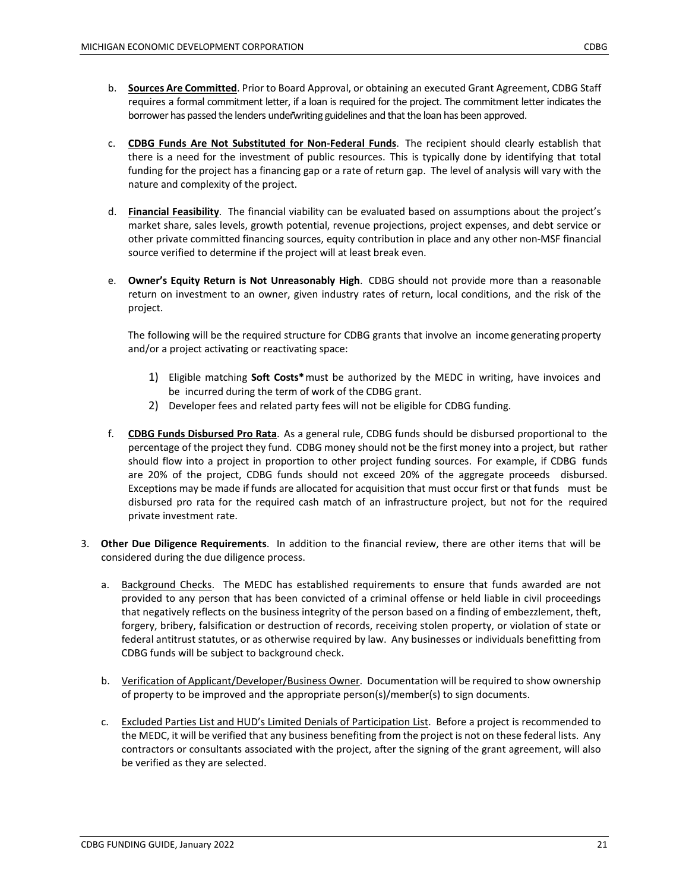b. **Sources Are Committed**. Prior to Board Approval, or obtaining an executed Grant Agreement, CDBG Staff requires a formal commitment letter, if a loan is required for the project. The commitment letter indicates the borrower has passed the lenders underwriting guidelines and that the loan has been approved.

c. **CDBG Funds Are Not Substituted for Non-Federal Funds**. The recipient should clearly establish that there is a need for the investment of public resources. This is typically done by identifying that total funding for the project has a financing gap or a rate of return gap. The level of analysis will vary with the nature and complexity of the project.

d. **Financial Feasibility**. The financial viability can be evaluated based on assumptions about the project's market share, sales levels, growth potential, revenue projections, project expenses, and debt service or other private committed financing sources, equity contribution in place and any other non-MSF financial source verified to determine if the project will at least break even.

e. **Owner's Equity Return is Not Unreasonably High**. CDBG should not provide more than a reasonable return on investment to an owner, given industry rates of return, local conditions, and the risk of the project.

   The following will be the required structure for CDBG grants that involve an income generating property and/or a project activating or reactivating space:

   1) Eligible matching **Soft Costs*** must be authorized by the MEDC in writing, have invoices and be incurred during the term of work of the CDBG grant.
   2) Developer fees and related party fees will not be eligible for CDBG funding.

f. **CDBG Funds Disbursed Pro Rata**. As a general rule, CDBG funds should be disbursed proportional to the percentage of the project they fund. CDBG money should not be the first money into a project, but rather should flow into a project in proportion to other project funding sources. For example, if CDBG funds are 20% of the project, CDBG funds should not exceed 20% of the aggregate proceeds disbursed. Exceptions may be made if funds are allocated for acquisition that must occur first or that funds must be disbursed pro rata for the required cash match of an infrastructure project, but not for the required private investment rate.

3. **Other Due Diligence Requirements**. In addition to the financial review, there are other items that will be considered during the due diligence process.

   a. Background Checks. The MEDC has established requirements to ensure that funds awarded are not provided to any person that has been convicted of a criminal offense or held liable in civil proceedings that negatively reflects on the business integrity of the person based on a finding of embezzlement, theft, forgery, bribery, falsification or destruction of records, receiving stolen property, or violation of state or federal antitrust statutes, or as otherwise required by law. Any businesses or individuals benefitting from CDBG funds will be subject to background check.

   b. Verification of Applicant/Developer/Business Owner. Documentation will be required to show ownership of property to be improved and the appropriate person(s)/member(s) to sign documents.

   c. Excluded Parties List and HUD's Limited Denials of Participation List. Before a project is recommended to the MEDC, it will be verified that any business benefiting from the project is not on these federal lists. Any contractors or consultants associated with the project, after the signing of the grant agreement, will also be verified as they are selected.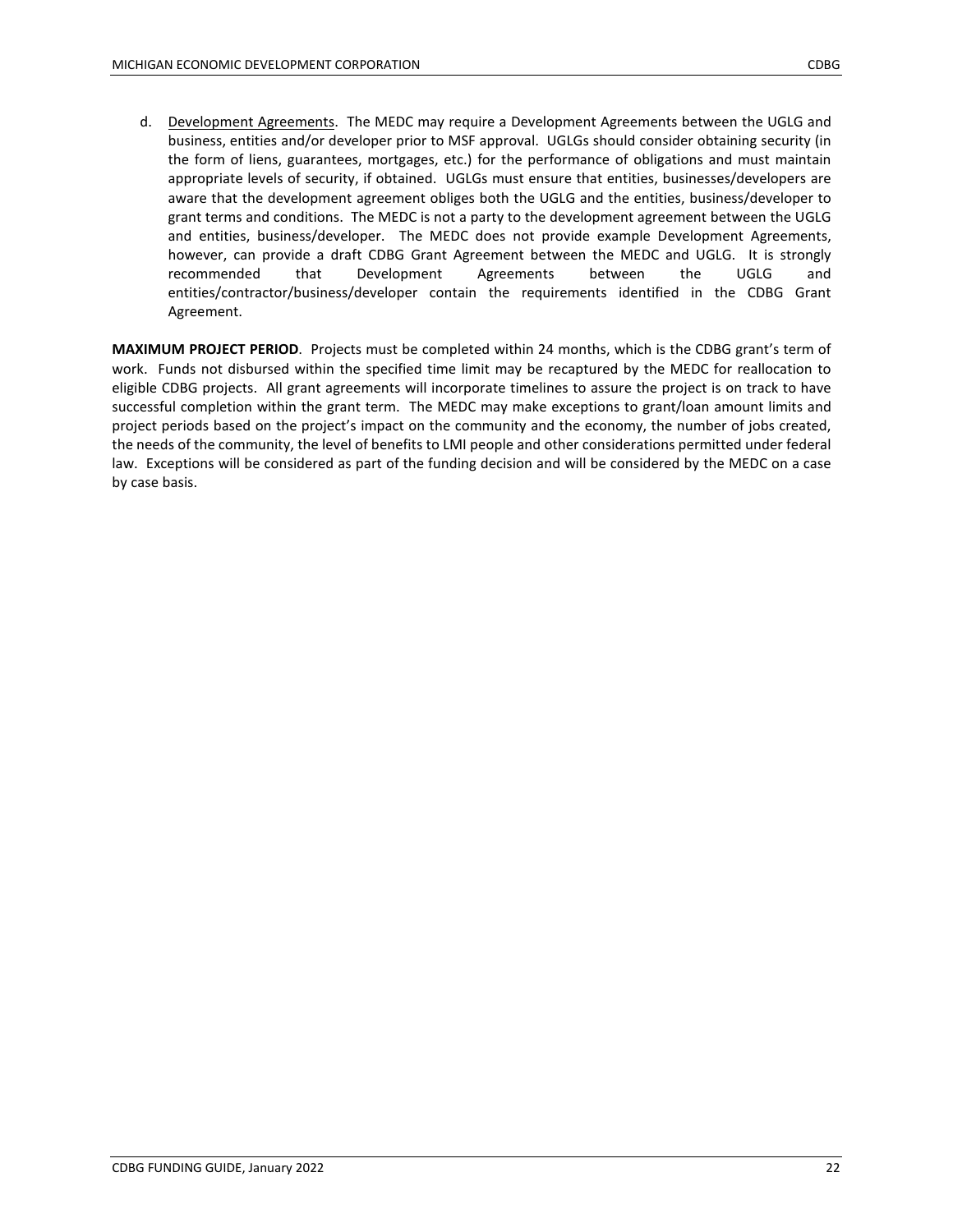d. Development Agreements. The MEDC may require a Development Agreements between the UGLG and business, entities and/or developer prior to MSF approval. UGLGs should consider obtaining security (in the form of liens, guarantees, mortgages, etc.) for the performance of obligations and must maintain appropriate levels of security, if obtained. UGLGs must ensure that entities, businesses/developers are aware that the development agreement obliges both the UGLG and the entities, business/developer to grant terms and conditions. The MEDC is not a party to the development agreement between the UGLG and entities, business/developer. The MEDC does not provide example Development Agreements, however, can provide a draft CDBG Grant Agreement between the MEDC and UGLG. It is strongly recommended that Development Agreements between the UGLG and entities/contractor/business/developer contain the requirements identified in the CDBG Grant Agreement.

**MAXIMUM PROJECT PERIOD**. Projects must be completed within 24 months, which is the CDBG grant's term of work. Funds not disbursed within the specified time limit may be recaptured by the MEDC for reallocation to eligible CDBG projects. All grant agreements will incorporate timelines to assure the project is on track to have successful completion within the grant term. The MEDC may make exceptions to grant/loan amount limits and project periods based on the project's impact on the community and the economy, the number of jobs created, the needs of the community, the level of benefits to LMI people and other considerations permitted under federal law. Exceptions will be considered as part of the funding decision and will be considered by the MEDC on a case by case basis.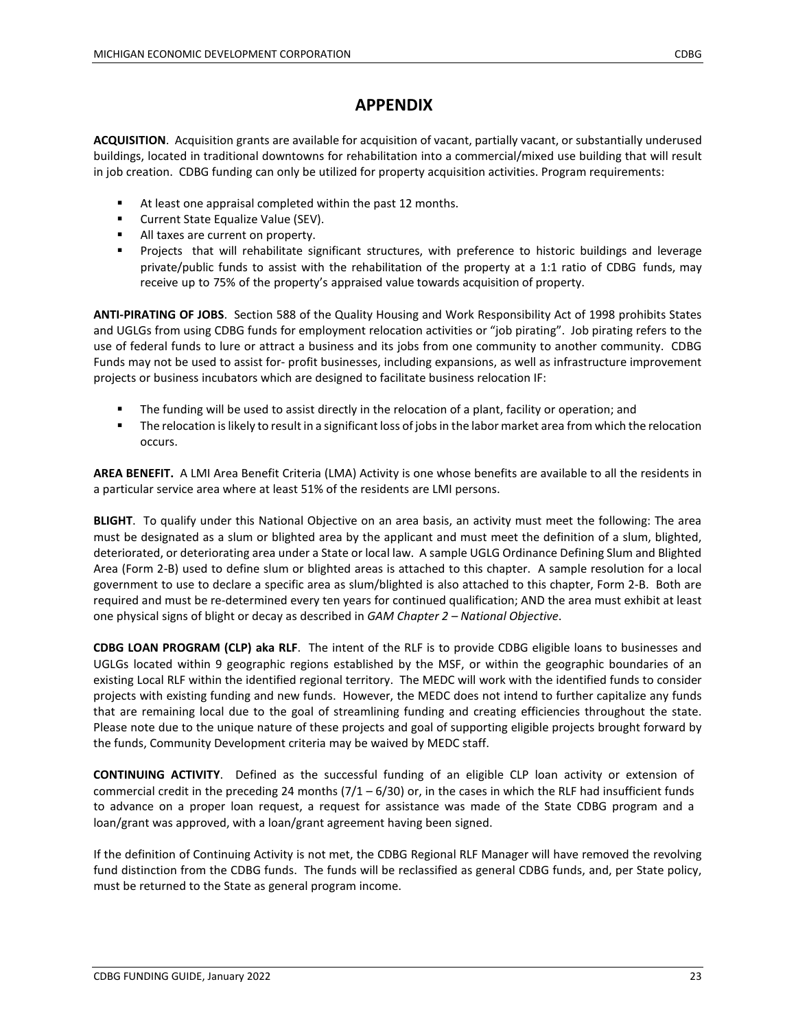# APPENDIX

**ACQUISITION**. Acquisition grants are available for acquisition of vacant, partially vacant, or substantially underused buildings, located in traditional downtowns for rehabilitation into a commercial/mixed use building that will result in job creation. CDBG funding can only be utilized for property acquisition activities. Program requirements:

- At least one appraisal completed within the past 12 months.
- Current State Equalize Value (SEV).
- All taxes are current on property.
- Projects that will rehabilitate significant structures, with preference to historic buildings and leverage private/public funds to assist with the rehabilitation of the property at a 1:1 ratio of CDBG funds, may receive up to 75% of the property's appraised value towards acquisition of property.

**ANTI-PIRATING OF JOBS**. Section 588 of the Quality Housing and Work Responsibility Act of 1998 prohibits States and UGLGs from using CDBG funds for employment relocation activities or "job pirating". Job pirating refers to the use of federal funds to lure or attract a business and its jobs from one community to another community. CDBG Funds may not be used to assist for- profit businesses, including expansions, as well as infrastructure improvement projects or business incubators which are designed to facilitate business relocation IF:

- The funding will be used to assist directly in the relocation of a plant, facility or operation; and
- The relocation is likely to result in a significant loss of jobs in the labor market area from which the relocation occurs.

**AREA BENEFIT.** A LMI Area Benefit Criteria (LMA) Activity is one whose benefits are available to all the residents in a particular service area where at least 51% of the residents are LMI persons.

**BLIGHT**. To qualify under this National Objective on an area basis, an activity must meet the following: The area must be designated as a slum or blighted area by the applicant and must meet the definition of a slum, blighted, deteriorated, or deteriorating area under a State or local law. A sample UGLG Ordinance Defining Slum and Blighted Area (Form 2-B) used to define slum or blighted areas is attached to this chapter. A sample resolution for a local government to use to declare a specific area as slum/blighted is also attached to this chapter, Form 2-B. Both are required and must be re-determined every ten years for continued qualification; AND the area must exhibit at least one physical signs of blight or decay as described in *GAM Chapter 2 – National Objective*.

**CDBG LOAN PROGRAM (CLP) aka RLF**. The intent of the RLF is to provide CDBG eligible loans to businesses and UGLGs located within 9 geographic regions established by the MSF, or within the geographic boundaries of an existing Local RLF within the identified regional territory. The MEDC will work with the identified funds to consider projects with existing funding and new funds. However, the MEDC does not intend to further capitalize any funds that are remaining local due to the goal of streamlining funding and creating efficiencies throughout the state. Please note due to the unique nature of these projects and goal of supporting eligible projects brought forward by the funds, Community Development criteria may be waived by MEDC staff.

**CONTINUING ACTIVITY**. Defined as the successful funding of an eligible CLP loan activity or extension of commercial credit in the preceding 24 months (7/1 – 6/30) or, in the cases in which the RLF had insufficient funds to advance on a proper loan request, a request for assistance was made of the State CDBG program and a loan/grant was approved, with a loan/grant agreement having been signed.

If the definition of Continuing Activity is not met, the CDBG Regional RLF Manager will have removed the revolving fund distinction from the CDBG funds. The funds will be reclassified as general CDBG funds, and, per State policy, must be returned to the State as general program income.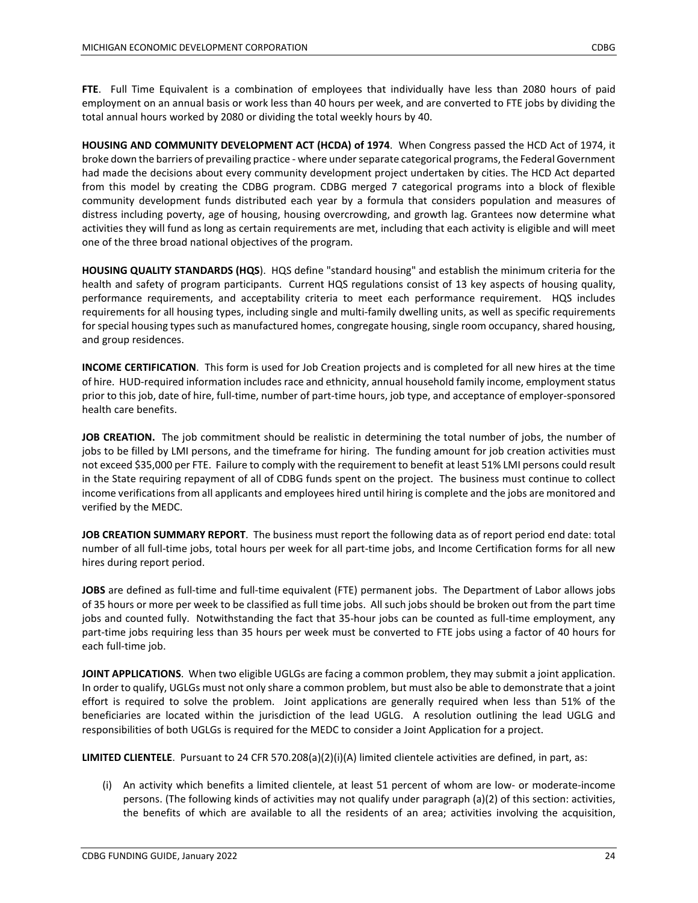**FTE**. Full Time Equivalent is a combination of employees that individually have less than 2080 hours of paid employment on an annual basis or work less than 40 hours per week, and are converted to FTE jobs by dividing the total annual hours worked by 2080 or dividing the total weekly hours by 40.

**HOUSING AND COMMUNITY DEVELOPMENT ACT (HCDA) of 1974**. When Congress passed the HCD Act of 1974, it broke down the barriers of prevailing practice - where under separate categorical programs, the Federal Government had made the decisions about every community development project undertaken by cities. The HCD Act departed from this model by creating the CDBG program. CDBG merged 7 categorical programs into a block of flexible community development funds distributed each year by a formula that considers population and measures of distress including poverty, age of housing, housing overcrowding, and growth lag. Grantees now determine what activities they will fund as long as certain requirements are met, including that each activity is eligible and will meet one of the three broad national objectives of the program.

**HOUSING QUALITY STANDARDS (HQS**). HQS define "standard housing" and establish the minimum criteria for the health and safety of program participants. Current HQS regulations consist of 13 key aspects of housing quality, performance requirements, and acceptability criteria to meet each performance requirement. HQS includes requirements for all housing types, including single and multi-family dwelling units, as well as specific requirements for special housing types such as manufactured homes, congregate housing, single room occupancy, shared housing, and group residences.

**INCOME CERTIFICATION**. This form is used for Job Creation projects and is completed for all new hires at the time of hire. HUD-required information includes race and ethnicity, annual household family income, employment status prior to this job, date of hire, full-time, number of part-time hours, job type, and acceptance of employer-sponsored health care benefits.

**JOB CREATION.** The job commitment should be realistic in determining the total number of jobs, the number of jobs to be filled by LMI persons, and the timeframe for hiring. The funding amount for job creation activities must not exceed $35,000 per FTE. Failure to comply with the requirement to benefit at least 51% LMI persons could result in the State requiring repayment of all of CDBG funds spent on the project. The business must continue to collect income verifications from all applicants and employees hired until hiring is complete and the jobs are monitored and verified by the MEDC.

**JOB CREATION SUMMARY REPORT**. The business must report the following data as of report period end date: total number of all full-time jobs, total hours per week for all part-time jobs, and Income Certification forms for all new hires during report period.

**JOBS** are defined as full-time and full-time equivalent (FTE) permanent jobs. The Department of Labor allows jobs of 35 hours or more per week to be classified as full time jobs. All such jobs should be broken out from the part time jobs and counted fully. Notwithstanding the fact that 35-hour jobs can be counted as full-time employment, any part-time jobs requiring less than 35 hours per week must be converted to FTE jobs using a factor of 40 hours for each full-time job.

**JOINT APPLICATIONS**. When two eligible UGLGs are facing a common problem, they may submit a joint application. In order to qualify, UGLGs must not only share a common problem, but must also be able to demonstrate that a joint effort is required to solve the problem. Joint applications are generally required when less than 51% of the beneficiaries are located within the jurisdiction of the lead UGLG. A resolution outlining the lead UGLG and responsibilities of both UGLGs is required for the MEDC to consider a Joint Application for a project.

**LIMITED CLIENTELE**. Pursuant to 24 CFR 570.208(a)(2)(i)(A) limited clientele activities are defined, in part, as:

(i) An activity which benefits a limited clientele, at least 51 percent of whom are low- or moderate-income persons. (The following kinds of activities may not qualify under paragraph (a)(2) of this section: activities, the benefits of which are available to all the residents of an area; activities involving the acquisition,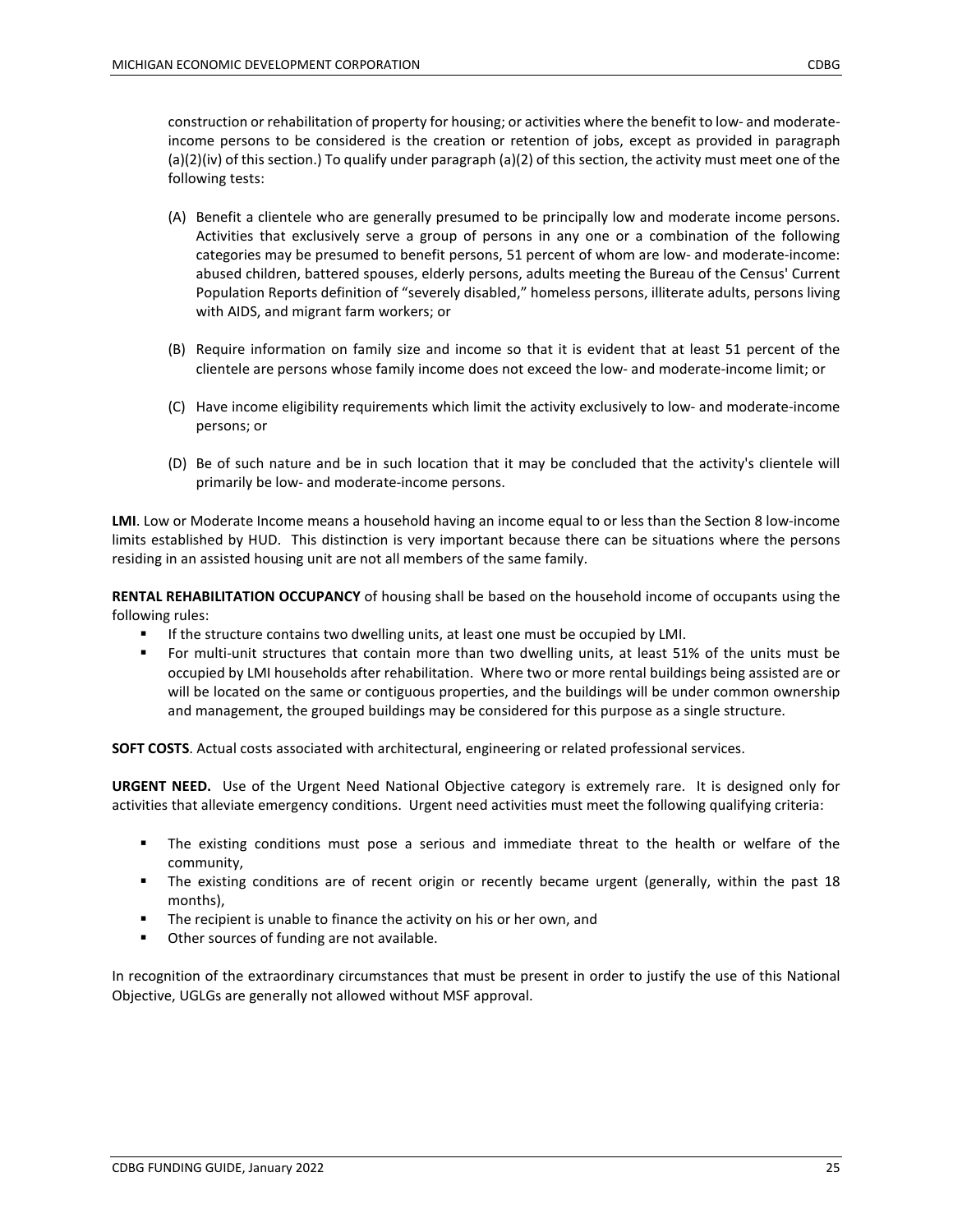construction or rehabilitation of property for housing; or activities where the benefit to low- and moderate-income persons to be considered is the creation or retention of jobs, except as provided in paragraph (a)(2)(iv) of this section.) To qualify under paragraph (a)(2) of this section, the activity must meet one of the following tests:

(A) Benefit a clientele who are generally presumed to be principally low and moderate income persons. Activities that exclusively serve a group of persons in any one or a combination of the following categories may be presumed to benefit persons, 51 percent of whom are low- and moderate-income: abused children, battered spouses, elderly persons, adults meeting the Bureau of the Census' Current Population Reports definition of "severely disabled," homeless persons, illiterate adults, persons living with AIDS, and migrant farm workers; or

(B) Require information on family size and income so that it is evident that at least 51 percent of the clientele are persons whose family income does not exceed the low- and moderate-income limit; or

(C) Have income eligibility requirements which limit the activity exclusively to low- and moderate-income persons; or

(D) Be of such nature and be in such location that it may be concluded that the activity's clientele will primarily be low- and moderate-income persons.

**LMI**. Low or Moderate Income means a household having an income equal to or less than the Section 8 low-income limits established by HUD. This distinction is very important because there can be situations where the persons residing in an assisted housing unit are not all members of the same family.

**RENTAL REHABILITATION OCCUPANCY** of housing shall be based on the household income of occupants using the following rules:

- If the structure contains two dwelling units, at least one must be occupied by LMI.
- For multi-unit structures that contain more than two dwelling units, at least 51% of the units must be occupied by LMI households after rehabilitation. Where two or more rental buildings being assisted are or will be located on the same or contiguous properties, and the buildings will be under common ownership and management, the grouped buildings may be considered for this purpose as a single structure.

**SOFT COSTS**. Actual costs associated with architectural, engineering or related professional services.

**URGENT NEED.** Use of the Urgent Need National Objective category is extremely rare. It is designed only for activities that alleviate emergency conditions. Urgent need activities must meet the following qualifying criteria:

- The existing conditions must pose a serious and immediate threat to the health or welfare of the community,
- The existing conditions are of recent origin or recently became urgent (generally, within the past 18 months),
- The recipient is unable to finance the activity on his or her own, and
- Other sources of funding are not available.

In recognition of the extraordinary circumstances that must be present in order to justify the use of this National Objective, UGLGs are generally not allowed without MSF approval.